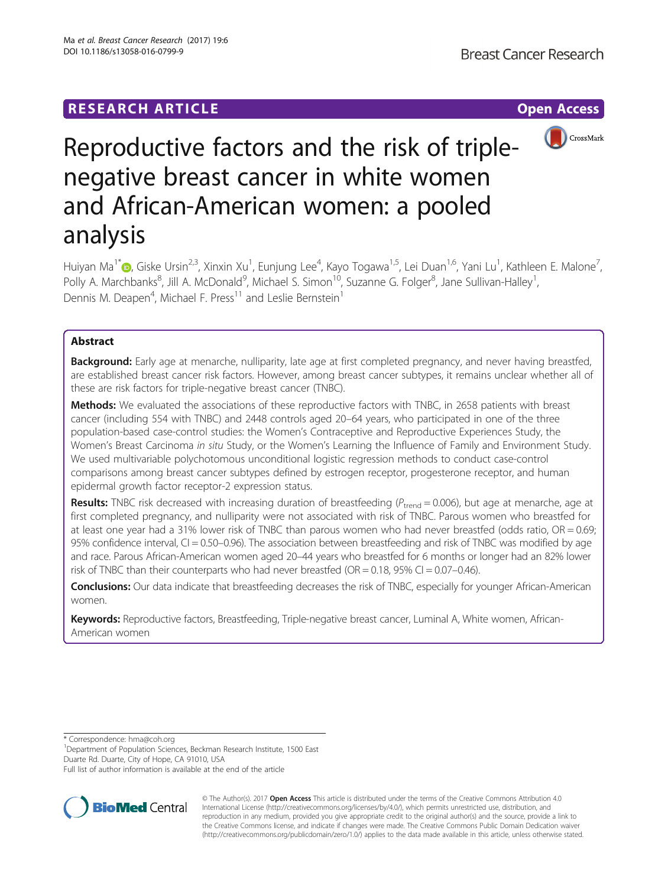RESEARCH ARTICLE

Open Access

# Reproductive factors and the risk of triple-negative breast cancer in white women and African-American women: a pooled analysis

Huiyan Ma[1*], Giske Ursin[2,3], Xinxin Xu[1], Eunjung Lee[4], Kayo Togawa[1,5], Lei Duan[1,6], Yani Lu[1], Kathleen E. Malone[7], Polly A. Marchbanks[8], Jill A. McDonald[9], Michael S. Simon[10], Suzanne G. Folger[8], Jane Sullivan-Halley[1], Dennis M. Deapen[4], Michael F. Press[11] and Leslie Bernstein[1]

## Abstract

**Background:** Early age at menarche, nulliparity, late age at first completed pregnancy, and never having breastfed, are established breast cancer risk factors. However, among breast cancer subtypes, it remains unclear whether all of these are risk factors for triple-negative breast cancer (TNBC).

**Methods:** We evaluated the associations of these reproductive factors with TNBC, in 2658 patients with breast cancer (including 554 with TNBC) and 2448 controls aged 20–64 years, who participated in one of the three population-based case-control studies: the Women's Contraceptive and Reproductive Experiences Study, the Women's Breast Carcinoma *in situ* Study, or the Women's Learning the Influence of Family and Environment Study. We used multivariable polychotomous unconditional logistic regression methods to conduct case-control comparisons among breast cancer subtypes defined by estrogen receptor, progesterone receptor, and human epidermal growth factor receptor-2 expression status.

**Results:** TNBC risk decreased with increasing duration of breastfeeding ($P_{trend} = 0.006$), but age at menarche, age at first completed pregnancy, and nulliparity were not associated with risk of TNBC. Parous women who breastfed for at least one year had a 31% lower risk of TNBC than parous women who had never breastfed (odds ratio, OR = 0.69; 95% confidence interval, CI = 0.50–0.96). The association between breastfeeding and risk of TNBC was modified by age and race. Parous African-American women aged 20–44 years who breastfed for 6 months or longer had an 82% lower risk of TNBC than their counterparts who had never breastfed (OR = 0.18, 95% CI = 0.07–0.46).

**Conclusions:** Our data indicate that breastfeeding decreases the risk of TNBC, especially for younger African-American women.

**Keywords:** Reproductive factors, Breastfeeding, Triple-negative breast cancer, Luminal A, White women, African-American women

\* Correspondence: hma@coh.org
[1]Department of Population Sciences, Beckman Research Institute, 1500 East Duarte Rd. Duarte, City of Hope, CA 91010, USA
Full list of author information is available at the end of the article

© The Author(s). 2017 **Open Access** This article is distributed under the terms of the Creative Commons Attribution 4.0 International License (http://creativecommons.org/licenses/by/4.0/), which permits unrestricted use, distribution, and reproduction in any medium, provided you give appropriate credit to the original author(s) and the source, provide a link to the Creative Commons license, and indicate if changes were made. The Creative Commons Public Domain Dedication waiver (http://creativecommons.org/publicdomain/zero/1.0/) applies to the data made available in this article, unless otherwise stated.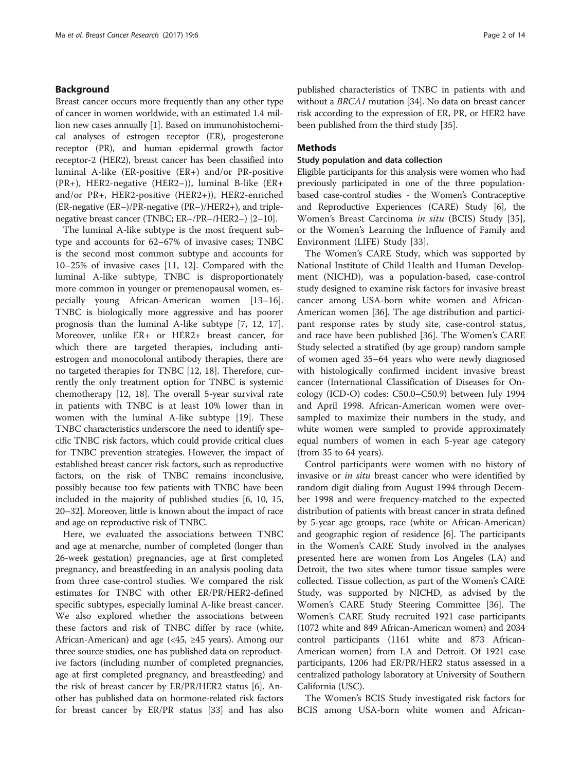## Background

Breast cancer occurs more frequently than any other type of cancer in women worldwide, with an estimated 1.4 million new cases annually [1]. Based on immunohistochemical analyses of estrogen receptor (ER), progesterone receptor (PR), and human epidermal growth factor receptor-2 (HER2), breast cancer has been classified into luminal A-like (ER-positive (ER+) and/or PR-positive (PR+), HER2-negative (HER2−)), luminal B-like (ER+ and/or PR+, HER2-positive (HER2+)), HER2-enriched (ER-negative (ER−)/PR-negative (PR−)/HER2+), and triple-negative breast cancer (TNBC; ER−/PR−/HER2−) [2–10].

The luminal A-like subtype is the most frequent subtype and accounts for 62–67% of invasive cases; TNBC is the second most common subtype and accounts for 10–25% of invasive cases [11, 12]. Compared with the luminal A-like subtype, TNBC is disproportionately more common in younger or premenopausal women, especially young African-American women [13–16]. TNBC is biologically more aggressive and has poorer prognosis than the luminal A-like subtype [7, 12, 17]. Moreover, unlike ER+ or HER2+ breast cancer, for which there are targeted therapies, including anti-estrogen and monocolonal antibody therapies, there are no targeted therapies for TNBC [12, 18]. Therefore, currently the only treatment option for TNBC is systemic chemotherapy [12, 18]. The overall 5-year survival rate in patients with TNBC is at least 10% lower than in women with the luminal A-like subtype [19]. These TNBC characteristics underscore the need to identify specific TNBC risk factors, which could provide critical clues for TNBC prevention strategies. However, the impact of established breast cancer risk factors, such as reproductive factors, on the risk of TNBC remains inconclusive, possibly because too few patients with TNBC have been included in the majority of published studies [6, 10, 15, 20–32]. Moreover, little is known about the impact of race and age on reproductive risk of TNBC.

Here, we evaluated the associations between TNBC and age at menarche, number of completed (longer than 26-week gestation) pregnancies, age at first completed pregnancy, and breastfeeding in an analysis pooling data from three case-control studies. We compared the risk estimates for TNBC with other ER/PR/HER2-defined specific subtypes, especially luminal A-like breast cancer. We also explored whether the associations between these factors and risk of TNBC differ by race (white, African-American) and age (<45, ≥45 years). Among our three source studies, one has published data on reproductive factors (including number of completed pregnancies, age at first completed pregnancy, and breastfeeding) and the risk of breast cancer by ER/PR/HER2 status [6]. Another has published data on hormone-related risk factors for breast cancer by ER/PR status [33] and has also published characteristics of TNBC in patients with and without a *BRCA1* mutation [34]. No data on breast cancer risk according to the expression of ER, PR, or HER2 have been published from the third study [35].

## Methods

### Study population and data collection

Eligible participants for this analysis were women who had previously participated in one of the three population-based case-control studies - the Women's Contraceptive and Reproductive Experiences (CARE) Study [6], the Women's Breast Carcinoma *in situ* (BCIS) Study [35], or the Women's Learning the Influence of Family and Environment (LIFE) Study [33].

The Women's CARE Study, which was supported by National Institute of Child Health and Human Development (NICHD), was a population-based, case-control study designed to examine risk factors for invasive breast cancer among USA-born white women and African-American women [36]. The age distribution and participant response rates by study site, case-control status, and race have been published [36]. The Women's CARE Study selected a stratified (by age group) random sample of women aged 35–64 years who were newly diagnosed with histologically confirmed incident invasive breast cancer (International Classification of Diseases for Oncology (ICD-O) codes: C50.0–C50.9) between July 1994 and April 1998. African-American women were over-sampled to maximize their numbers in the study, and white women were sampled to provide approximately equal numbers of women in each 5-year age category (from 35 to 64 years).

Control participants were women with no history of invasive or *in situ* breast cancer who were identified by random digit dialing from August 1994 through December 1998 and were frequency-matched to the expected distribution of patients with breast cancer in strata defined by 5-year age groups, race (white or African-American) and geographic region of residence [6]. The participants in the Women's CARE Study involved in the analyses presented here are women from Los Angeles (LA) and Detroit, the two sites where tumor tissue samples were collected. Tissue collection, as part of the Women's CARE Study, was supported by NICHD, as advised by the Women's CARE Study Steering Committee [36]. The Women's CARE Study recruited 1921 case participants (1072 white and 849 African-American women) and 2034 control participants (1161 white and 873 African-American women) from LA and Detroit. Of 1921 case participants, 1206 had ER/PR/HER2 status assessed in a centralized pathology laboratory at University of Southern California (USC).

The Women's BCIS Study investigated risk factors for BCIS among USA-born white women and African-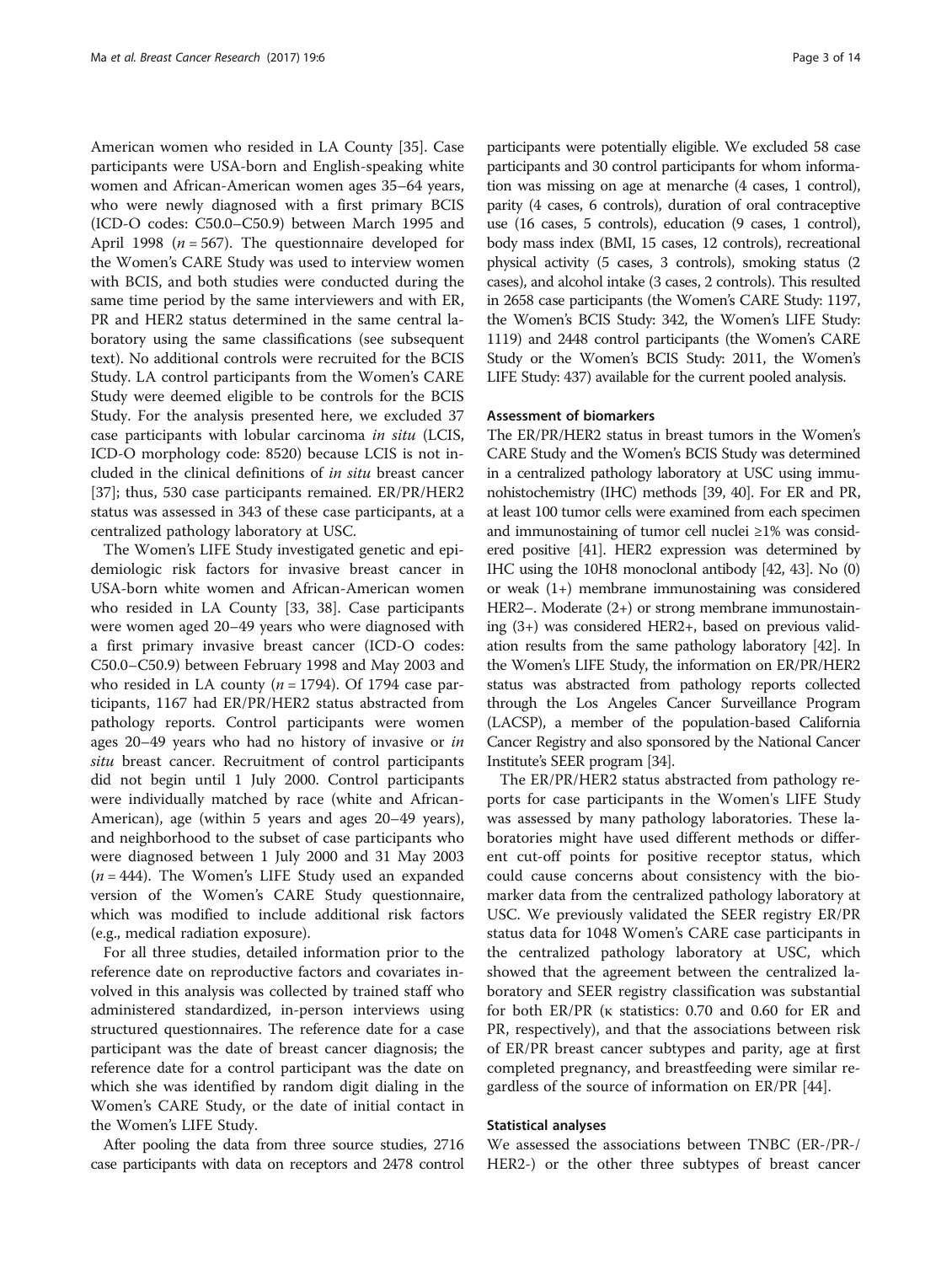American women who resided in LA County [35]. Case participants were USA-born and English-speaking white women and African-American women ages 35–64 years, who were newly diagnosed with a first primary BCIS (ICD-O codes: C50.0–C50.9) between March 1995 and April 1998 ($n = 567$). The questionnaire developed for the Women's CARE Study was used to interview women with BCIS, and both studies were conducted during the same time period by the same interviewers and with ER, PR and HER2 status determined in the same central laboratory using the same classifications (see subsequent text). No additional controls were recruited for the BCIS Study. LA control participants from the Women's CARE Study were deemed eligible to be controls for the BCIS Study. For the analysis presented here, we excluded 37 case participants with lobular carcinoma *in situ* (LCIS, ICD-O morphology code: 8520) because LCIS is not included in the clinical definitions of *in situ* breast cancer [37]; thus, 530 case participants remained. ER/PR/HER2 status was assessed in 343 of these case participants, at a centralized pathology laboratory at USC.

The Women's LIFE Study investigated genetic and epidemiologic risk factors for invasive breast cancer in USA-born white women and African-American women who resided in LA County [33, 38]. Case participants were women aged 20–49 years who were diagnosed with a first primary invasive breast cancer (ICD-O codes: C50.0–C50.9) between February 1998 and May 2003 and who resided in LA county ($n = 1794$). Of 1794 case participants, 1167 had ER/PR/HER2 status abstracted from pathology reports. Control participants were women ages 20–49 years who had no history of invasive or *in situ* breast cancer. Recruitment of control participants did not begin until 1 July 2000. Control participants were individually matched by race (white and African-American), age (within 5 years and ages 20–49 years), and neighborhood to the subset of case participants who were diagnosed between 1 July 2000 and 31 May 2003 ($n = 444$). The Women's LIFE Study used an expanded version of the Women's CARE Study questionnaire, which was modified to include additional risk factors (e.g., medical radiation exposure).

For all three studies, detailed information prior to the reference date on reproductive factors and covariates involved in this analysis was collected by trained staff who administered standardized, in-person interviews using structured questionnaires. The reference date for a case participant was the date of breast cancer diagnosis; the reference date for a control participant was the date on which she was identified by random digit dialing in the Women's CARE Study, or the date of initial contact in the Women's LIFE Study.

After pooling the data from three source studies, 2716 case participants with data on receptors and 2478 control participants were potentially eligible. We excluded 58 case participants and 30 control participants for whom information was missing on age at menarche (4 cases, 1 control), parity (4 cases, 6 controls), duration of oral contraceptive use (16 cases, 5 controls), education (9 cases, 1 control), body mass index (BMI, 15 cases, 12 controls), recreational physical activity (5 cases, 3 controls), smoking status (2 cases), and alcohol intake (3 cases, 2 controls). This resulted in 2658 case participants (the Women's CARE Study: 1197, the Women's BCIS Study: 342, the Women's LIFE Study: 1119) and 2448 control participants (the Women's CARE Study or the Women's BCIS Study: 2011, the Women's LIFE Study: 437) available for the current pooled analysis.

### Assessment of biomarkers

The ER/PR/HER2 status in breast tumors in the Women's CARE Study and the Women's BCIS Study was determined in a centralized pathology laboratory at USC using immunohistochemistry (IHC) methods [39, 40]. For ER and PR, at least 100 tumor cells were examined from each specimen and immunostaining of tumor cell nuclei ≥1% was considered positive [41]. HER2 expression was determined by IHC using the 10H8 monoclonal antibody [42, 43]. No (0) or weak (1+) membrane immunostaining was considered HER2−. Moderate (2+) or strong membrane immunostaining (3+) was considered HER2+, based on previous validation results from the same pathology laboratory [42]. In the Women's LIFE Study, the information on ER/PR/HER2 status was abstracted from pathology reports collected through the Los Angeles Cancer Surveillance Program (LACSP), a member of the population-based California Cancer Registry and also sponsored by the National Cancer Institute's SEER program [34].

The ER/PR/HER2 status abstracted from pathology reports for case participants in the Women's LIFE Study was assessed by many pathology laboratories. These laboratories might have used different methods or different cut-off points for positive receptor status, which could cause concerns about consistency with the biomarker data from the centralized pathology laboratory at USC. We previously validated the SEER registry ER/PR status data for 1048 Women's CARE case participants in the centralized pathology laboratory at USC, which showed that the agreement between the centralized laboratory and SEER registry classification was substantial for both ER/PR (κ statistics: 0.70 and 0.60 for ER and PR, respectively), and that the associations between risk of ER/PR breast cancer subtypes and parity, age at first completed pregnancy, and breastfeeding were similar regardless of the source of information on ER/PR [44].

### Statistical analyses

We assessed the associations between TNBC (ER-/PR-/HER2-) or the other three subtypes of breast cancer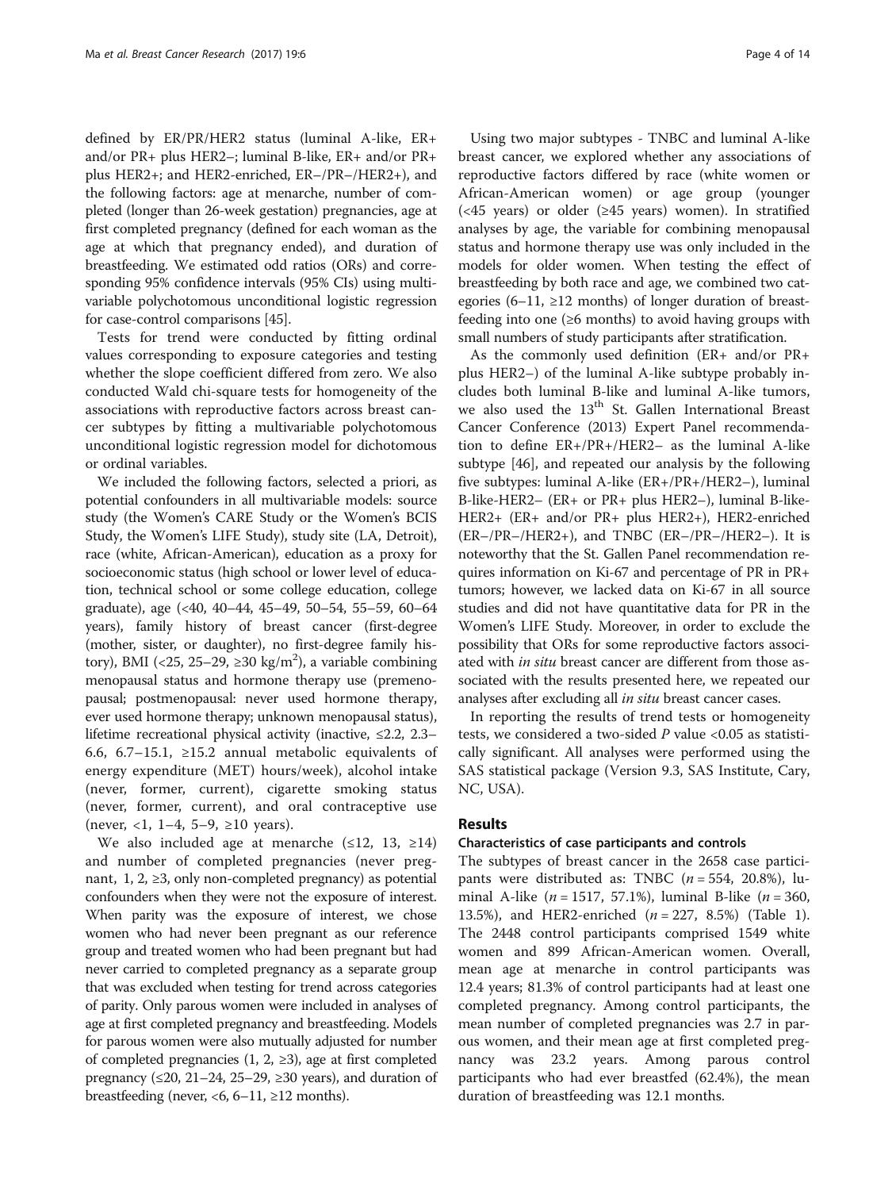defined by ER/PR/HER2 status (luminal A-like, ER+ and/or PR+ plus HER2–; luminal B-like, ER+ and/or PR+ plus HER2+; and HER2-enriched, ER–/PR–/HER2+), and the following factors: age at menarche, number of completed (longer than 26-week gestation) pregnancies, age at first completed pregnancy (defined for each woman as the age at which that pregnancy ended), and duration of breastfeeding. We estimated odd ratios (ORs) and corresponding 95% confidence intervals (95% CIs) using multivariable polychotomous unconditional logistic regression for case-control comparisons [45].

Tests for trend were conducted by fitting ordinal values corresponding to exposure categories and testing whether the slope coefficient differed from zero. We also conducted Wald chi-square tests for homogeneity of the associations with reproductive factors across breast cancer subtypes by fitting a multivariable polychotomous unconditional logistic regression model for dichotomous or ordinal variables.

We included the following factors, selected a priori, as potential confounders in all multivariable models: source study (the Women's CARE Study or the Women's BCIS Study, the Women's LIFE Study), study site (LA, Detroit), race (white, African-American), education as a proxy for socioeconomic status (high school or lower level of education, technical school or some college education, college graduate), age (<40, 40–44, 45–49, 50–54, 55–59, 60–64 years), family history of breast cancer (first-degree (mother, sister, or daughter), no first-degree family history), BMI (<25, 25–29, ≥30 kg/m$^2$), a variable combining menopausal status and hormone therapy use (premenopausal; postmenopausal: never used hormone therapy, ever used hormone therapy; unknown menopausal status), lifetime recreational physical activity (inactive, ≤2.2, 2.3–6.6, 6.7–15.1, ≥15.2 annual metabolic equivalents of energy expenditure (MET) hours/week), alcohol intake (never, former, current), cigarette smoking status (never, former, current), and oral contraceptive use (never, <1, 1–4, 5–9, ≥10 years).

We also included age at menarche (≤12, 13, ≥14) and number of completed pregnancies (never pregnant, 1, 2, ≥3, only non-completed pregnancy) as potential confounders when they were not the exposure of interest. When parity was the exposure of interest, we chose women who had never been pregnant as our reference group and treated women who had been pregnant but had never carried to completed pregnancy as a separate group that was excluded when testing for trend across categories of parity. Only parous women were included in analyses of age at first completed pregnancy and breastfeeding. Models for parous women were also mutually adjusted for number of completed pregnancies (1, 2, ≥3), age at first completed pregnancy (≤20, 21–24, 25–29, ≥30 years), and duration of breastfeeding (never, <6, 6–11, ≥12 months).

Using two major subtypes - TNBC and luminal A-like breast cancer, we explored whether any associations of reproductive factors differed by race (white women or African-American women) or age group (younger (<45 years) or older (≥45 years) women). In stratified analyses by age, the variable for combining menopausal status and hormone therapy use was only included in the models for older women. When testing the effect of breastfeeding by both race and age, we combined two categories (6–11, ≥12 months) of longer duration of breastfeeding into one (≥6 months) to avoid having groups with small numbers of study participants after stratification.

As the commonly used definition (ER+ and/or PR+ plus HER2–) of the luminal A-like subtype probably includes both luminal B-like and luminal A-like tumors, we also used the 13$^{th}$ St. Gallen International Breast Cancer Conference (2013) Expert Panel recommendation to define ER+/PR+/HER2– as the luminal A-like subtype [46], and repeated our analysis by the following five subtypes: luminal A-like (ER+/PR+/HER2–), luminal B-like-HER2– (ER+ or PR+ plus HER2–), luminal B-like-HER2+ (ER+ and/or PR+ plus HER2+), HER2-enriched (ER–/PR–/HER2+), and TNBC (ER–/PR–/HER2–). It is noteworthy that the St. Gallen Panel recommendation requires information on Ki-67 and percentage of PR in PR+ tumors; however, we lacked data on Ki-67 in all source studies and did not have quantitative data for PR in the Women's LIFE Study. Moreover, in order to exclude the possibility that ORs for some reproductive factors associated with *in situ* breast cancer are different from those associated with the results presented here, we repeated our analyses after excluding all *in situ* breast cancer cases.

In reporting the results of trend tests or homogeneity tests, we considered a two-sided $P$ value <0.05 as statistically significant. All analyses were performed using the SAS statistical package (Version 9.3, SAS Institute, Cary, NC, USA).

## Results

### Characteristics of case participants and controls

The subtypes of breast cancer in the 2658 case participants were distributed as: TNBC ($n$ = 554, 20.8%), luminal A-like ($n$ = 1517, 57.1%), luminal B-like ($n$ = 360, 13.5%), and HER2-enriched ($n$ = 227, 8.5%) (Table 1). The 2448 control participants comprised 1549 white women and 899 African-American women. Overall, mean age at menarche in control participants was 12.4 years; 81.3% of control participants had at least one completed pregnancy. Among control participants, the mean number of completed pregnancies was 2.7 in parous women, and their mean age at first completed pregnancy was 23.2 years. Among parous control participants who had ever breastfed (62.4%), the mean duration of breastfeeding was 12.1 months.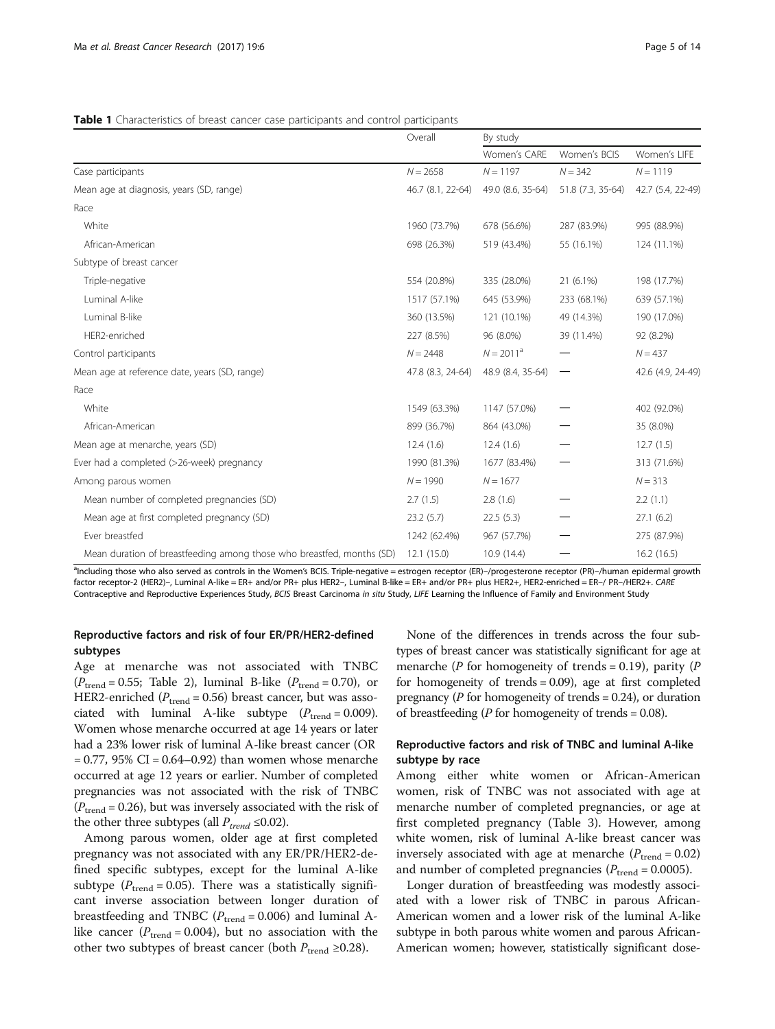**Table 1** Characteristics of breast cancer case participants and control participants

| | Overall | By study | | |
|---|---|---|---|---|
| | | Women's CARE | Women's BCIS | Women's LIFE |
| Case participants | N = 2658 | N = 1197 | N = 342 | N = 1119 |
| Mean age at diagnosis, years (SD, range) | 46.7 (8.1, 22-64) | 49.0 (8.6, 35-64) | 51.8 (7.3, 35-64) | 42.7 (5.4, 22-49) |
| Race | | | | |
| White | 1960 (73.7%) | 678 (56.6%) | 287 (83.9%) | 995 (88.9%) |
| African-American | 698 (26.3%) | 519 (43.4%) | 55 (16.1%) | 124 (11.1%) |
| Subtype of breast cancer | | | | |
| Triple-negative | 554 (20.8%) | 335 (28.0%) | 21 (6.1%) | 198 (17.7%) |
| Luminal A-like | 1517 (57.1%) | 645 (53.9%) | 233 (68.1%) | 639 (57.1%) |
| Luminal B-like | 360 (13.5%) | 121 (10.1%) | 49 (14.3%) | 190 (17.0%) |
| HER2-enriched | 227 (8.5%) | 96 (8.0%) | 39 (11.4%) | 92 (8.2%) |
| Control participants | N = 2448 | N = 2011[a] | — | N = 437 |
| Mean age at reference date, years (SD, range) | 47.8 (8.3, 24-64) | 48.9 (8.4, 35-64) | — | 42.6 (4.9, 24-49) |
| Race | | | | |
| White | 1549 (63.3%) | 1147 (57.0%) | — | 402 (92.0%) |
| African-American | 899 (36.7%) | 864 (43.0%) | — | 35 (8.0%) |
| Mean age at menarche, years (SD) | 12.4 (1.6) | 12.4 (1.6) | — | 12.7 (1.5) |
| Ever had a completed (>26-week) pregnancy | 1990 (81.3%) | 1677 (83.4%) | — | 313 (71.6%) |
| Among parous women | N = 1990 | N = 1677 | | N = 313 |
| Mean number of completed pregnancies (SD) | 2.7 (1.5) | 2.8 (1.6) | — | 2.2 (1.1) |
| Mean age at first completed pregnancy (SD) | 23.2 (5.7) | 22.5 (5.3) | — | 27.1 (6.2) |
| Ever breastfed | 1242 (62.4%) | 967 (57.7%) | — | 275 (87.9%) |
| Mean duration of breastfeeding among those who breastfed, months (SD) | 12.1 (15.0) | 10.9 (14.4) | — | 16.2 (16.5) |

[a]Including those who also served as controls in the Women's BCIS. Triple-negative = estrogen receptor (ER)–/progesterone receptor (PR)–/human epidermal growth factor receptor-2 (HER2)–, Luminal A-like = ER+ and/or PR+ plus HER2–, Luminal B-like = ER+ and/or PR+ plus HER2+, HER2-enriched = ER–/ PR–/HER2+. *CARE* Contraceptive and Reproductive Experiences Study, *BCIS* Breast Carcinoma *in situ* Study, *LIFE* Learning the Influence of Family and Environment Study

### Reproductive factors and risk of four ER/PR/HER2-defined subtypes

Age at menarche was not associated with TNBC ($P_{\text{trend}} = 0.55$; Table 2), luminal B-like ($P_{\text{trend}} = 0.70$), or HER2-enriched ($P_{\text{trend}} = 0.56$) breast cancer, but was associated with luminal A-like subtype ($P_{\text{trend}} = 0.009$). Women whose menarche occurred at age 14 years or later had a 23% lower risk of luminal A-like breast cancer (OR = 0.77, 95% CI = 0.64–0.92) than women whose menarche occurred at age 12 years or earlier. Number of completed pregnancies was not associated with the risk of TNBC ($P_{\text{trend}} = 0.26$), but was inversely associated with the risk of the other three subtypes (all $P_{trend} \leq 0.02$).

Among parous women, older age at first completed pregnancy was not associated with any ER/PR/HER2-defined specific subtypes, except for the luminal A-like subtype ($P_{\text{trend}} = 0.05$). There was a statistically significant inverse association between longer duration of breastfeeding and TNBC ($P_{\text{trend}} = 0.006$) and luminal A-like cancer ($P_{\text{trend}} = 0.004$), but no association with the other two subtypes of breast cancer (both $P_{\text{trend}} \geq 0.28$).

None of the differences in trends across the four subtypes of breast cancer was statistically significant for age at menarche (*P* for homogeneity of trends = 0.19), parity (*P* for homogeneity of trends = 0.09), age at first completed pregnancy (*P* for homogeneity of trends = 0.24), or duration of breastfeeding (*P* for homogeneity of trends = 0.08).

### Reproductive factors and risk of TNBC and luminal A-like subtype by race

Among either white women or African-American women, risk of TNBC was not associated with age at menarche number of completed pregnancies, or age at first completed pregnancy (Table 3). However, among white women, risk of luminal A-like breast cancer was inversely associated with age at menarche ($P_{\text{trend}} = 0.02$) and number of completed pregnancies ($P_{\text{trend}} = 0.0005$).

Longer duration of breastfeeding was modestly associated with a lower risk of TNBC in parous African-American women and a lower risk of the luminal A-like subtype in both parous white women and parous African-American women; however, statistically significant dose-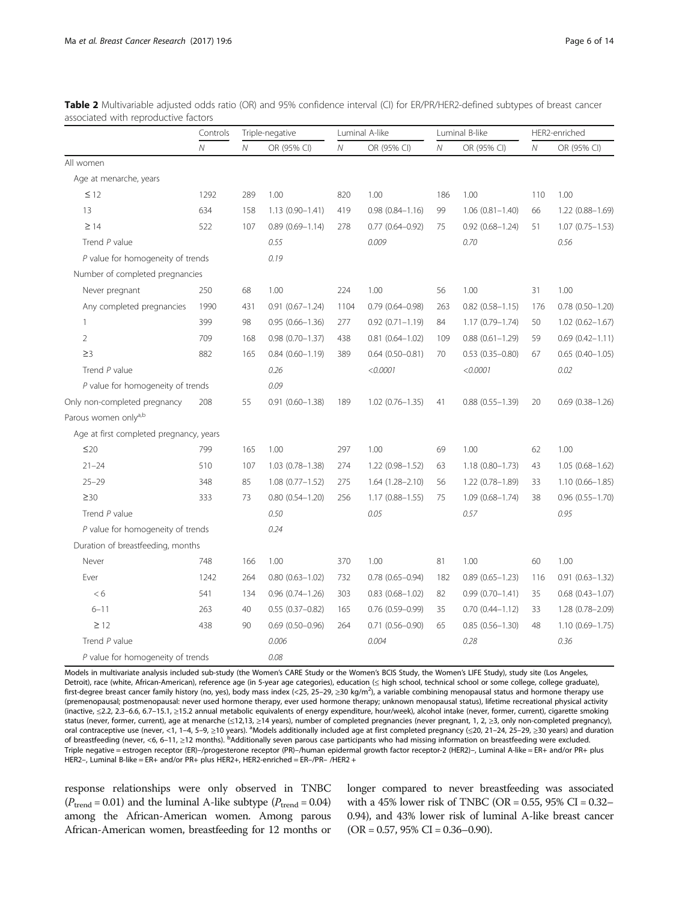**Table 2** Multivariable adjusted odds ratio (OR) and 95% confidence interval (CI) for ER/PR/HER2-defined subtypes of breast cancer associated with reproductive factors

| | Controls | Triple-negative | | Luminal A-like | | Luminal B-like | | HER2-enriched | |
|---|---|---|---|---|---|---|---|---|---|
| | *N* | *N* | OR (95% CI) | *N* | OR (95% CI) | *N* | OR (95% CI) | *N* | OR (95% CI) |
| All women | | | | | | | | | |
| Age at menarche, years | | | | | | | | | |
| ≤ 12 | 1292 | 289 | 1.00 | 820 | 1.00 | 186 | 1.00 | 110 | 1.00 |
| 13 | 634 | 158 | 1.13 (0.90–1.41) | 419 | 0.98 (0.84–1.16) | 99 | 1.06 (0.81–1.40) | 66 | 1.22 (0.88–1.69) |
| ≥ 14 | 522 | 107 | 0.89 (0.69–1.14) | 278 | 0.77 (0.64–0.92) | 75 | 0.92 (0.68–1.24) | 51 | 1.07 (0.75–1.53) |
| Trend *P* value | | | *0.55* | | *0.009* | | *0.70* | | *0.56* |
| *P* value for homogeneity of trends | | | *0.19* | | | | | | |
| Number of completed pregnancies | | | | | | | | | |
| Never pregnant | 250 | 68 | 1.00 | 224 | 1.00 | 56 | 1.00 | 31 | 1.00 |
| Any completed pregnancies | 1990 | 431 | 0.91 (0.67–1.24) | 1104 | 0.79 (0.64–0.98) | 263 | 0.82 (0.58–1.15) | 176 | 0.78 (0.50–1.20) |
| 1 | 399 | 98 | 0.95 (0.66–1.36) | 277 | 0.92 (0.71–1.19) | 84 | 1.17 (0.79–1.74) | 50 | 1.02 (0.62–1.67) |
| 2 | 709 | 168 | 0.98 (0.70–1.37) | 438 | 0.81 (0.64–1.02) | 109 | 0.88 (0.61–1.29) | 59 | 0.69 (0.42–1.11) |
| ≥3 | 882 | 165 | 0.84 (0.60–1.19) | 389 | 0.64 (0.50–0.81) | 70 | 0.53 (0.35–0.80) | 67 | 0.65 (0.40–1.05) |
| Trend *P* value | | | *0.26* | | *<0.0001* | | *<0.0001* | | *0.02* |
| *P* value for homogeneity of trends | | | *0.09* | | | | | | |
| Only non-completed pregnancy | 208 | 55 | 0.91 (0.60–1.38) | 189 | 1.02 (0.76–1.35) | 41 | 0.88 (0.55–1.39) | 20 | 0.69 (0.38–1.26) |
| Parous women only[a,b] | | | | | | | | | |
| Age at first completed pregnancy, years | | | | | | | | | |
| ≤20 | 799 | 165 | 1.00 | 297 | 1.00 | 69 | 1.00 | 62 | 1.00 |
| 21–24 | 510 | 107 | 1.03 (0.78–1.38) | 274 | 1.22 (0.98–1.52) | 63 | 1.18 (0.80–1.73) | 43 | 1.05 (0.68–1.62) |
| 25–29 | 348 | 85 | 1.08 (0.77–1.52) | 275 | 1.64 (1.28–2.10) | 56 | 1.22 (0.78–1.89) | 33 | 1.10 (0.66–1.85) |
| ≥30 | 333 | 73 | 0.80 (0.54–1.20) | 256 | 1.17 (0.88–1.55) | 75 | 1.09 (0.68–1.74) | 38 | 0.96 (0.55–1.70) |
| Trend *P* value | | | *0.50* | | *0.05* | | *0.57* | | *0.95* |
| *P* value for homogeneity of trends | | | *0.24* | | | | | | |
| Duration of breastfeeding, months | | | | | | | | | |
| Never | 748 | 166 | 1.00 | 370 | 1.00 | 81 | 1.00 | 60 | 1.00 |
| Ever | 1242 | 264 | 0.80 (0.63–1.02) | 732 | 0.78 (0.65–0.94) | 182 | 0.89 (0.65–1.23) | 116 | 0.91 (0.63–1.32) |
| < 6 | 541 | 134 | 0.96 (0.74–1.26) | 303 | 0.83 (0.68–1.02) | 82 | 0.99 (0.70–1.41) | 35 | 0.68 (0.43–1.07) |
| 6–11 | 263 | 40 | 0.55 (0.37–0.82) | 165 | 0.76 (0.59–0.99) | 35 | 0.70 (0.44–1.12) | 33 | 1.28 (0.78–2.09) |
| ≥ 12 | 438 | 90 | 0.69 (0.50–0.96) | 264 | 0.71 (0.56–0.90) | 65 | 0.85 (0.56–1.30) | 48 | 1.10 (0.69–1.75) |
| Trend *P* value | | | *0.006* | | *0.004* | | *0.28* | | *0.36* |
| *P* value for homogeneity of trends | | | *0.08* | | | | | | |

Models in multivariate analysis included sub-study (the Women's CARE Study or the Women's BCIS Study, the Women's LIFE Study), study site (Los Angeles, Detroit), race (white, African-American), reference age (in 5-year age categories), education (≤ high school, technical school or some college, college graduate), first-degree breast cancer family history (no, yes), body mass index (<25, 25–29, ≥30 kg/m$^2$), a variable combining menopausal status and hormone therapy use (premenopausal; postmenopausal: never used hormone therapy, ever used hormone therapy; unknown menopausal status), lifetime recreational physical activity (inactive, ≤2.2, 2.3–6.6, 6.7–15.1, ≥15.2 annual metabolic equivalents of energy expenditure, hour/week), alcohol intake (never, former, current), cigarette smoking status (never, former, current), age at menarche (≤12,13, ≥14 years), number of completed pregnancies (never pregnant, 1, 2, ≥3, only non-completed pregnancy), oral contraceptive use (never, <1, 1–4, 5–9, ≥10 years). [a]Models additionally included age at first completed pregnancy (≤20, 21–24, 25–29, ≥30 years) and duration of breastfeeding (never, <6, 6–11, ≥12 months). [b]Additionally seven parous case participants who had missing information on breastfeeding were excluded. Triple negative = estrogen receptor (ER)–/progesterone receptor (PR)–/human epidermal growth factor receptor-2 (HER2)–, Luminal A-like = ER+ and/or PR+ plus HER2–, Luminal B-like = ER+ and/or PR+ plus HER2+, HER2-enriched = ER–/PR– /HER2 +

response relationships were only observed in TNBC ($P_{\text{trend}} = 0.01$) and the luminal A-like subtype ($P_{\text{trend}} = 0.04$) among the African-American women. Among parous African-American women, breastfeeding for 12 months or longer compared to never breastfeeding was associated with a 45% lower risk of TNBC (OR = 0.55, 95% CI = 0.32–0.94), and 43% lower risk of luminal A-like breast cancer (OR = 0.57, 95% CI = 0.36–0.90).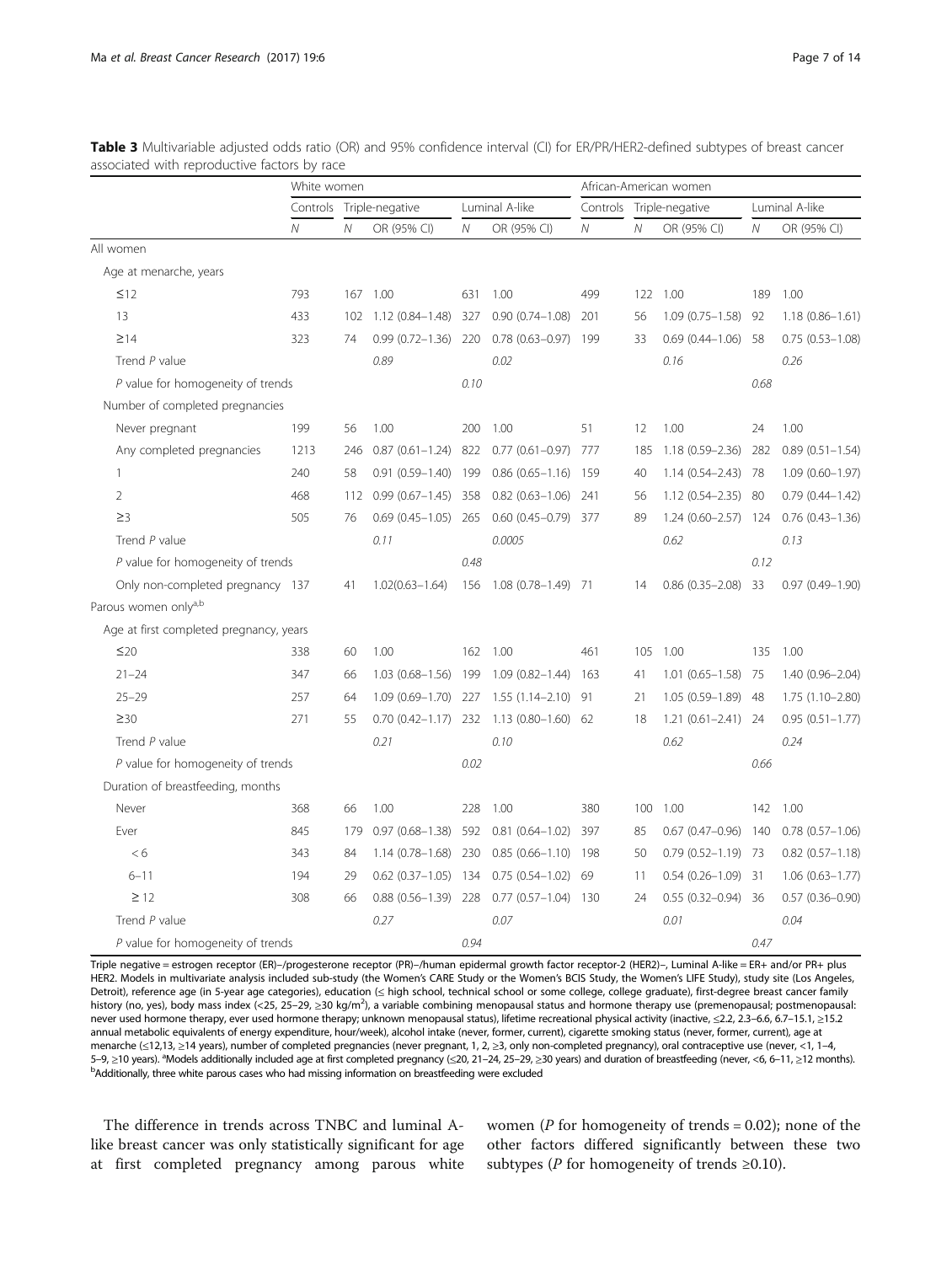**Table 3** Multivariable adjusted odds ratio (OR) and 95% confidence interval (CI) for ER/PR/HER2-defined subtypes of breast cancer associated with reproductive factors by race

| | White women | | | | | African-American women | | | | |
|---|---|---|---|---|---|---|---|---|---|---|
| | Controls | Triple-negative | | Luminal A-like | | Controls | Triple-negative | | Luminal A-like | |
| | *N* | *N* | OR (95% CI) | *N* | OR (95% CI) | *N* | *N* | OR (95% CI) | *N* | OR (95% CI) |
| All women | | | | | | | | | | |
| Age at menarche, years | | | | | | | | | | |
| ≤12 | 793 | 167 | 1.00 | 631 | 1.00 | 499 | 122 | 1.00 | 189 | 1.00 |
| 13 | 433 | 102 | 1.12 (0.84–1.48) | 327 | 0.90 (0.74–1.08) | 201 | 56 | 1.09 (0.75–1.58) | 92 | 1.18 (0.86–1.61) |
| ≥14 | 323 | 74 | 0.99 (0.72–1.36) | 220 | 0.78 (0.63–0.97) | 199 | 33 | 0.69 (0.44–1.06) | 58 | 0.75 (0.53–1.08) |
| Trend *P* value | | | *0.89* | | *0.02* | | | *0.16* | | *0.26* |
| *P* value for homogeneity of trends | | | | *0.10* | | | | | *0.68* | |
| Number of completed pregnancies | | | | | | | | | | |
| Never pregnant | 199 | 56 | 1.00 | 200 | 1.00 | 51 | 12 | 1.00 | 24 | 1.00 |
| Any completed pregnancies | 1213 | 246 | 0.87 (0.61–1.24) | 822 | 0.77 (0.61–0.97) | 777 | 185 | 1.18 (0.59–2.36) | 282 | 0.89 (0.51–1.54) |
| 1 | 240 | 58 | 0.91 (0.59–1.40) | 199 | 0.86 (0.65–1.16) | 159 | 40 | 1.14 (0.54–2.43) | 78 | 1.09 (0.60–1.97) |
| 2 | 468 | 112 | 0.99 (0.67–1.45) | 358 | 0.82 (0.63–1.06) | 241 | 56 | 1.12 (0.54–2.35) | 80 | 0.79 (0.44–1.42) |
| ≥3 | 505 | 76 | 0.69 (0.45–1.05) | 265 | 0.60 (0.45–0.79) | 377 | 89 | 1.24 (0.60–2.57) | 124 | 0.76 (0.43–1.36) |
| Trend *P* value | | | *0.11* | | *0.0005* | | | *0.62* | | *0.13* |
| *P* value for homogeneity of trends | | | | *0.48* | | | | | *0.12* | |
| Only non-completed pregnancy | 137 | 41 | 1.02(0.63–1.64) | 156 | 1.08 (0.78–1.49) | 71 | 14 | 0.86 (0.35–2.08) | 33 | 0.97 (0.49–1.90) |
| Parous women only[a,b] | | | | | | | | | | |
| Age at first completed pregnancy, years | | | | | | | | | | |
| ≤20 | 338 | 60 | 1.00 | 162 | 1.00 | 461 | 105 | 1.00 | 135 | 1.00 |
| 21–24 | 347 | 66 | 1.03 (0.68–1.56) | 199 | 1.09 (0.82–1.44) | 163 | 41 | 1.01 (0.65–1.58) | 75 | 1.40 (0.96–2.04) |
| 25–29 | 257 | 64 | 1.09 (0.69–1.70) | 227 | 1.55 (1.14–2.10) | 91 | 21 | 1.05 (0.59–1.89) | 48 | 1.75 (1.10–2.80) |
| ≥30 | 271 | 55 | 0.70 (0.42–1.17) | 232 | 1.13 (0.80–1.60) | 62 | 18 | 1.21 (0.61–2.41) | 24 | 0.95 (0.51–1.77) |
| Trend *P* value | | | *0.21* | | *0.10* | | | *0.62* | | *0.24* |
| *P* value for homogeneity of trends | | | | *0.02* | | | | | *0.66* | |
| Duration of breastfeeding, months | | | | | | | | | | |
| Never | 368 | 66 | 1.00 | 228 | 1.00 | 380 | 100 | 1.00 | 142 | 1.00 |
| Ever | 845 | 179 | 0.97 (0.68–1.38) | 592 | 0.81 (0.64–1.02) | 397 | 85 | 0.67 (0.47–0.96) | 140 | 0.78 (0.57–1.06) |
| < 6 | 343 | 84 | 1.14 (0.78–1.68) | 230 | 0.85 (0.66–1.10) | 198 | 50 | 0.79 (0.52–1.19) | 73 | 0.82 (0.57–1.18) |
| 6–11 | 194 | 29 | 0.62 (0.37–1.05) | 134 | 0.75 (0.54–1.02) | 69 | 11 | 0.54 (0.26–1.09) | 31 | 1.06 (0.63–1.77) |
| ≥ 12 | 308 | 66 | 0.88 (0.56–1.39) | 228 | 0.77 (0.57–1.04) | 130 | 24 | 0.55 (0.32–0.94) | 36 | 0.57 (0.36–0.90) |
| Trend *P* value | | | *0.27* | | *0.07* | | | *0.01* | | *0.04* |
| *P* value for homogeneity of trends | | | | *0.94* | | | | | *0.47* | |

Triple negative = estrogen receptor (ER)–/progesterone receptor (PR)–/human epidermal growth factor receptor-2 (HER2)–, Luminal A-like = ER+ and/or PR+ plus HER2. Models in multivariate analysis included sub-study (the Women's CARE Study or the Women's BCIS Study, the Women's LIFE Study), study site (Los Angeles, Detroit), reference age (in 5-year age categories), education (≤ high school, technical school or some college, college graduate), first-degree breast cancer family history (no, yes), body mass index (<25, 25–29, ≥30 kg/m$^2$), a variable combining menopausal status and hormone therapy use (premenopausal; postmenopausal: never used hormone therapy, ever used hormone therapy; unknown menopausal status), lifetime recreational physical activity (inactive, ≤2.2, 2.3–6.6, 6.7–15.1, ≥15.2 annual metabolic equivalents of energy expenditure, hour/week), alcohol intake (never, former, current), cigarette smoking status (never, former, current), age at menarche (≤12,13, ≥14 years), number of completed pregnancies (never pregnant, 1, 2, ≥3, only non-completed pregnancy), oral contraceptive use (never, <1, 1–4, 5–9, ≥10 years). [a]Models additionally included age at first completed pregnancy (≤20, 21–24, 25–29, ≥30 years) and duration of breastfeeding (never, <6, 6–11, ≥12 months). [b]Additionally, three white parous cases who had missing information on breastfeeding were excluded

The difference in trends across TNBC and luminal A-like breast cancer was only statistically significant for age at first completed pregnancy among parous white women (*P* for homogeneity of trends = 0.02); none of the other factors differed significantly between these two subtypes (*P* for homogeneity of trends ≥0.10).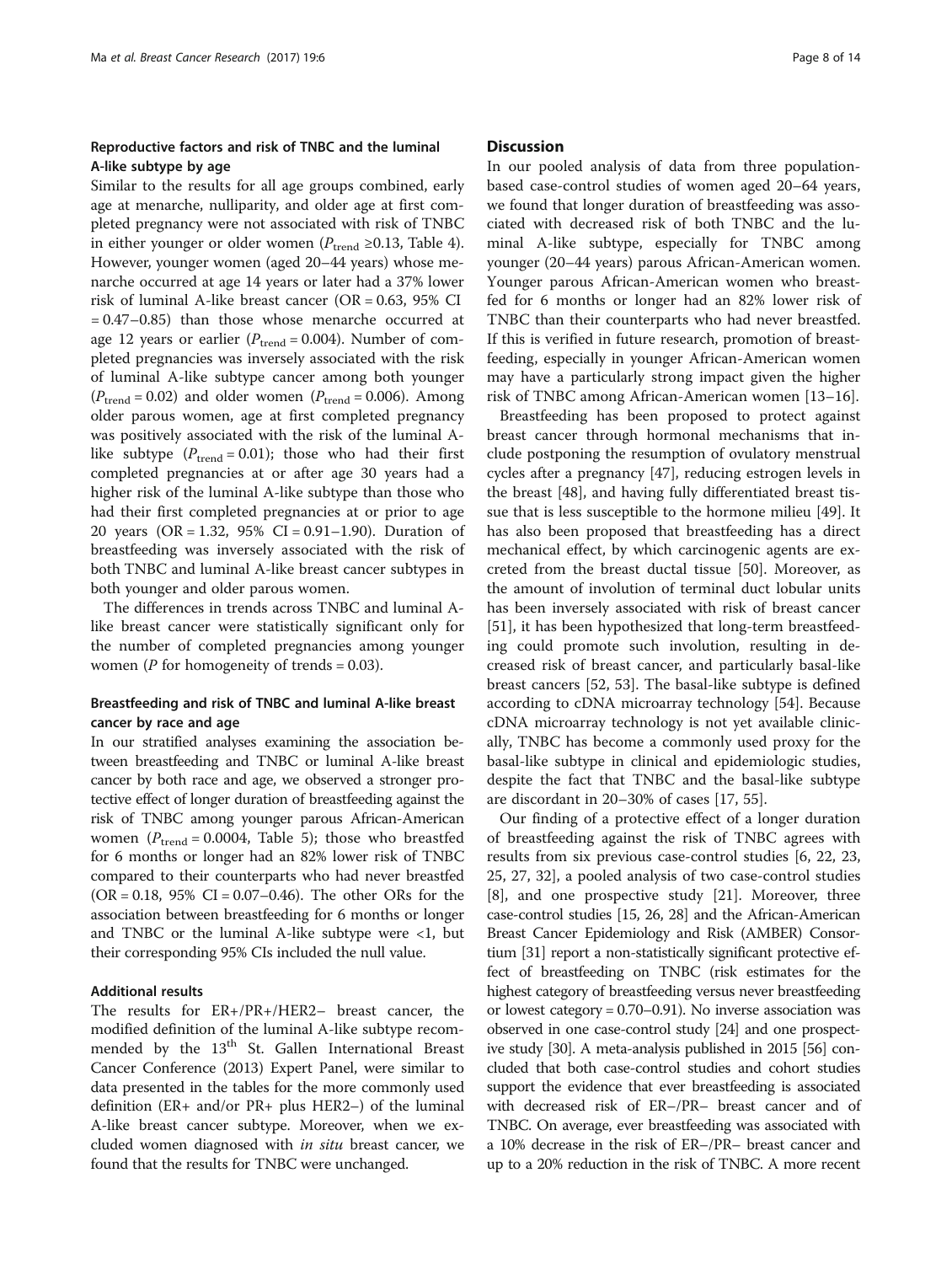### Reproductive factors and risk of TNBC and the luminal A-like subtype by age

Similar to the results for all age groups combined, early age at menarche, nulliparity, and older age at first completed pregnancy were not associated with risk of TNBC in either younger or older women ($P_{trend} \geq 0.13$, Table 4). However, younger women (aged 20–44 years) whose menarche occurred at age 14 years or later had a 37% lower risk of luminal A-like breast cancer (OR = 0.63, 95% CI = 0.47–0.85) than those whose menarche occurred at age 12 years or earlier ($P_{trend} = 0.004$). Number of completed pregnancies was inversely associated with the risk of luminal A-like subtype cancer among both younger ($P_{trend} = 0.02$) and older women ($P_{trend} = 0.006$). Among older parous women, age at first completed pregnancy was positively associated with the risk of the luminal A-like subtype ($P_{trend} = 0.01$); those who had their first completed pregnancies at or after age 30 years had a higher risk of the luminal A-like subtype than those who had their first completed pregnancies at or prior to age 20 years (OR = 1.32, 95% CI = 0.91–1.90). Duration of breastfeeding was inversely associated with the risk of both TNBC and luminal A-like breast cancer subtypes in both younger and older parous women.

The differences in trends across TNBC and luminal A-like breast cancer were statistically significant only for the number of completed pregnancies among younger women (*P* for homogeneity of trends = 0.03).

### Breastfeeding and risk of TNBC and luminal A-like breast cancer by race and age

In our stratified analyses examining the association between breastfeeding and TNBC or luminal A-like breast cancer by both race and age, we observed a stronger protective effect of longer duration of breastfeeding against the risk of TNBC among younger parous African-American women ($P_{trend} = 0.0004$, Table 5); those who breastfed for 6 months or longer had an 82% lower risk of TNBC compared to their counterparts who had never breastfed (OR = 0.18, 95% CI = 0.07–0.46). The other ORs for the association between breastfeeding for 6 months or longer and TNBC or the luminal A-like subtype were <1, but their corresponding 95% CIs included the null value.

### Additional results

The results for ER+/PR+/HER2− breast cancer, the modified definition of the luminal A-like subtype recommended by the 13$^{th}$ St. Gallen International Breast Cancer Conference (2013) Expert Panel, were similar to data presented in the tables for the more commonly used definition (ER+ and/or PR+ plus HER2−) of the luminal A-like breast cancer subtype. Moreover, when we excluded women diagnosed with *in situ* breast cancer, we found that the results for TNBC were unchanged.

## Discussion

In our pooled analysis of data from three population-based case-control studies of women aged 20–64 years, we found that longer duration of breastfeeding was associated with decreased risk of both TNBC and the luminal A-like subtype, especially for TNBC among younger (20–44 years) parous African-American women. Younger parous African-American women who breastfed for 6 months or longer had an 82% lower risk of TNBC than their counterparts who had never breastfed. If this is verified in future research, promotion of breastfeeding, especially in younger African-American women may have a particularly strong impact given the higher risk of TNBC among African-American women [13–16].

Breastfeeding has been proposed to protect against breast cancer through hormonal mechanisms that include postponing the resumption of ovulatory menstrual cycles after a pregnancy [47], reducing estrogen levels in the breast [48], and having fully differentiated breast tissue that is less susceptible to the hormone milieu [49]. It has also been proposed that breastfeeding has a direct mechanical effect, by which carcinogenic agents are excreted from the breast ductal tissue [50]. Moreover, as the amount of involution of terminal duct lobular units has been inversely associated with risk of breast cancer [51], it has been hypothesized that long-term breastfeeding could promote such involution, resulting in decreased risk of breast cancer, and particularly basal-like breast cancers [52, 53]. The basal-like subtype is defined according to cDNA microarray technology [54]. Because cDNA microarray technology is not yet available clinically, TNBC has become a commonly used proxy for the basal-like subtype in clinical and epidemiologic studies, despite the fact that TNBC and the basal-like subtype are discordant in 20–30% of cases [17, 55].

Our finding of a protective effect of a longer duration of breastfeeding against the risk of TNBC agrees with results from six previous case-control studies [6, 22, 23, 25, 27, 32], a pooled analysis of two case-control studies [8], and one prospective study [21]. Moreover, three case-control studies [15, 26, 28] and the African-American Breast Cancer Epidemiology and Risk (AMBER) Consortium [31] report a non-statistically significant protective effect of breastfeeding on TNBC (risk estimates for the highest category of breastfeeding versus never breastfeeding or lowest category = 0.70–0.91). No inverse association was observed in one case-control study [24] and one prospective study [30]. A meta-analysis published in 2015 [56] concluded that both case-control studies and cohort studies support the evidence that ever breastfeeding is associated with decreased risk of ER−/PR− breast cancer and of TNBC. On average, ever breastfeeding was associated with a 10% decrease in the risk of ER−/PR− breast cancer and up to a 20% reduction in the risk of TNBC. A more recent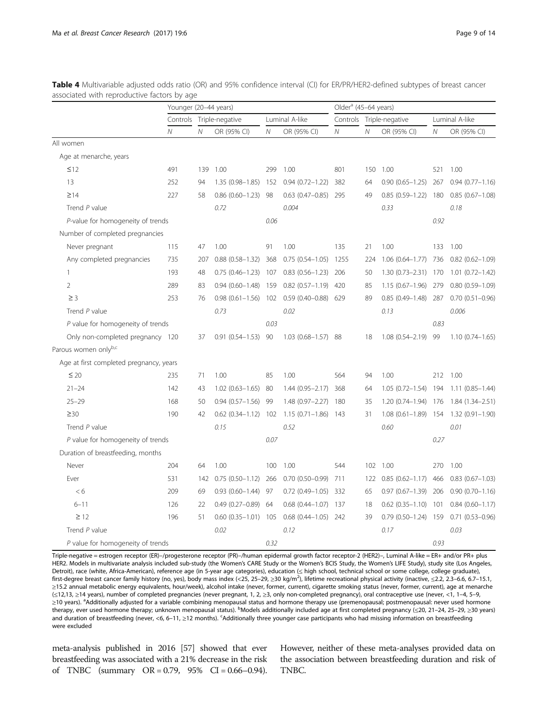**Table 4** Multivariable adjusted odds ratio (OR) and 95% confidence interval (CI) for ER/PR/HER2-defined subtypes of breast cancer associated with reproductive factors by age

| | Younger (20–44 years) | | | | | Older[a] (45–64 years) | | | | |
|---|---|---|---|---|---|---|---|---|---|---|
| | Controls | Triple-negative | | Luminal A-like | | Controls | Triple-negative | | Luminal A-like | |
| | *N* | *N* | OR (95% CI) | *N* | OR (95% CI) | *N* | *N* | OR (95% CI) | *N* | OR (95% CI) |
| All women | | | | | | | | | | |
| Age at menarche, years | | | | | | | | | | |
| ≤12 | 491 | 139 | 1.00 | 299 | 1.00 | 801 | 150 | 1.00 | 521 | 1.00 |
| 13 | 252 | 94 | 1.35 (0.98–1.85) | 152 | 0.94 (0.72–1.22) | 382 | 64 | 0.90 (0.65–1.25) | 267 | 0.94 (0.77–1.16) |
| ≥14 | 227 | 58 | 0.86 (0.60–1.23) | 98 | 0.63 (0.47–0.85) | 295 | 49 | 0.85 (0.59–1.22) | 180 | 0.85 (0.67–1.08) |
| Trend *P* value | | | *0.72* | | *0.004* | | | *0.33* | | *0.18* |
| *P*-value for homogeneity of trends | | | | *0.06* | | | | | *0.92* | |
| Number of completed pregnancies | | | | | | | | | | |
| Never pregnant | 115 | 47 | 1.00 | 91 | 1.00 | 135 | 21 | 1.00 | 133 | 1.00 |
| Any completed pregnancies | 735 | 207 | 0.88 (0.58–1.32) | 368 | 0.75 (0.54–1.05) | 1255 | 224 | 1.06 (0.64–1.77) | 736 | 0.82 (0.62–1.09) |
| 1 | 193 | 48 | 0.75 (0.46–1.23) | 107 | 0.83 (0.56–1.23) | 206 | 50 | 1.30 (0.73–2.31) | 170 | 1.01 (0.72–1.42) |
| 2 | 289 | 83 | 0.94 (0.60–1.48) | 159 | 0.82 (0.57–1.19) | 420 | 85 | 1.15 (0.67–1.96) | 279 | 0.80 (0.59–1.09) |
| ≥ 3 | 253 | 76 | 0.98 (0.61–1.56) | 102 | 0.59 (0.40–0.88) | 629 | 89 | 0.85 (0.49–1.48) | 287 | 0.70 (0.51–0.96) |
| Trend *P* value | | | *0.73* | | *0.02* | | | *0.13* | | *0.006* |
| *P* value for homogeneity of trends | | | | *0.03* | | | | | *0.83* | |
| Only non-completed pregnancy | 120 | 37 | 0.91 (0.54–1.53) | 90 | 1.03 (0.68–1.57) | 88 | 18 | 1.08 (0.54–2.19) | 99 | 1.10 (0.74–1.65) |
| Parous women only[b,c] | | | | | | | | | | |
| Age at first completed pregnancy, years | | | | | | | | | | |
| ≤ 20 | 235 | 71 | 1.00 | 85 | 1.00 | 564 | 94 | 1.00 | 212 | 1.00 |
| 21–24 | 142 | 43 | 1.02 (0.63–1.65) | 80 | 1.44 (0.95–2.17) | 368 | 64 | 1.05 (0.72–1.54) | 194 | 1.11 (0.85–1.44) |
| 25–29 | 168 | 50 | 0.94 (0.57–1.56) | 99 | 1.48 (0.97–2.27) | 180 | 35 | 1.20 (0.74–1.94) | 176 | 1.84 (1.34–2.51) |
| ≥30 | 190 | 42 | 0.62 (0.34–1.12) | 102 | 1.15 (0.71–1.86) | 143 | 31 | 1.08 (0.61–1.89) | 154 | 1.32 (0.91–1.90) |
| Trend *P* value | | | *0.15* | | *0.52* | | | *0.60* | | *0.01* |
| *P* value for homogeneity of trends | | | | *0.07* | | | | | *0.27* | |
| Duration of breastfeeding, months | | | | | | | | | | |
| Never | 204 | 64 | 1.00 | 100 | 1.00 | 544 | 102 | 1.00 | 270 | 1.00 |
| Ever | 531 | 142 | 0.75 (0.50–1.12) | 266 | 0.70 (0.50–0.99) | 711 | 122 | 0.85 (0.62–1.17) | 466 | 0.83 (0.67–1.03) |
| < 6 | 209 | 69 | 0.93 (0.60–1.44) | 97 | 0.72 (0.49–1.05) | 332 | 65 | 0.97 (0.67–1.39) | 206 | 0.90 (0.70–1.16) |
| 6–11 | 126 | 22 | 0.49 (0.27–0.89) | 64 | 0.68 (0.44–1.07) | 137 | 18 | 0.62 (0.35–1.10) | 101 | 0.84 (0.60–1.17) |
| ≥ 12 | 196 | 51 | 0.60 (0.35–1.01) | 105 | 0.68 (0.44–1.05) | 242 | 39 | 0.79 (0.50–1.24) | 159 | 0.71 (0.53–0.96) |
| Trend *P* value | | | *0.02* | | *0.12* | | | *0.17* | | *0.03* |
| *P* value for homogeneity of trends | | | | *0.32* | | | | | *0.93* | |

Triple-negative = estrogen receptor (ER)–/progesterone receptor (PR)–/human epidermal growth factor receptor-2 (HER2)–, Luminal A-like = ER+ and/or PR+ plus HER2. Models in multivariate analysis included sub-study (the Women's CARE Study or the Women's BCIS Study, the Women's LIFE Study), study site (Los Angeles, Detroit), race (white, Africa-American), reference age (in 5-year age categories), education (≤ high school, technical school or some college, college graduate), first-degree breast cancer family history (no, yes), body mass index (<25, 25–29, ≥30 kg/m$^2$), lifetime recreational physical activity (inactive, ≤2.2, 2.3–6.6, 6.7–15.1, ≥15.2 annual metabolic energy equivalents, hour/week), alcohol intake (never, former, current), cigarette smoking status (never, former, current), age at menarche (≤12,13, ≥14 years), number of completed pregnancies (never pregnant, 1, 2, ≥3, only non-completed pregnancy), oral contraceptive use (never, <1, 1–4, 5–9, ≥10 years). [a]Additionally adjusted for a variable combining menopausal status and hormone therapy use (premenopausal; postmenopausal: never used hormone therapy, ever used hormone therapy; unknown menopausal status). [b]Models additionally included age at first completed pregnancy (≤20, 21–24, 25–29, ≥30 years) and duration of breastfeeding (never, <6, 6–11, ≥12 months). [c]Additionally three younger case participants who had missing information on breastfeeding were excluded

meta-analysis published in 2016 [57] showed that ever breastfeeding was associated with a 21% decrease in the risk of TNBC (summary OR = 0.79, 95% CI = 0.66–0.94). However, neither of these meta-analyses provided data on the association between breastfeeding duration and risk of TNBC.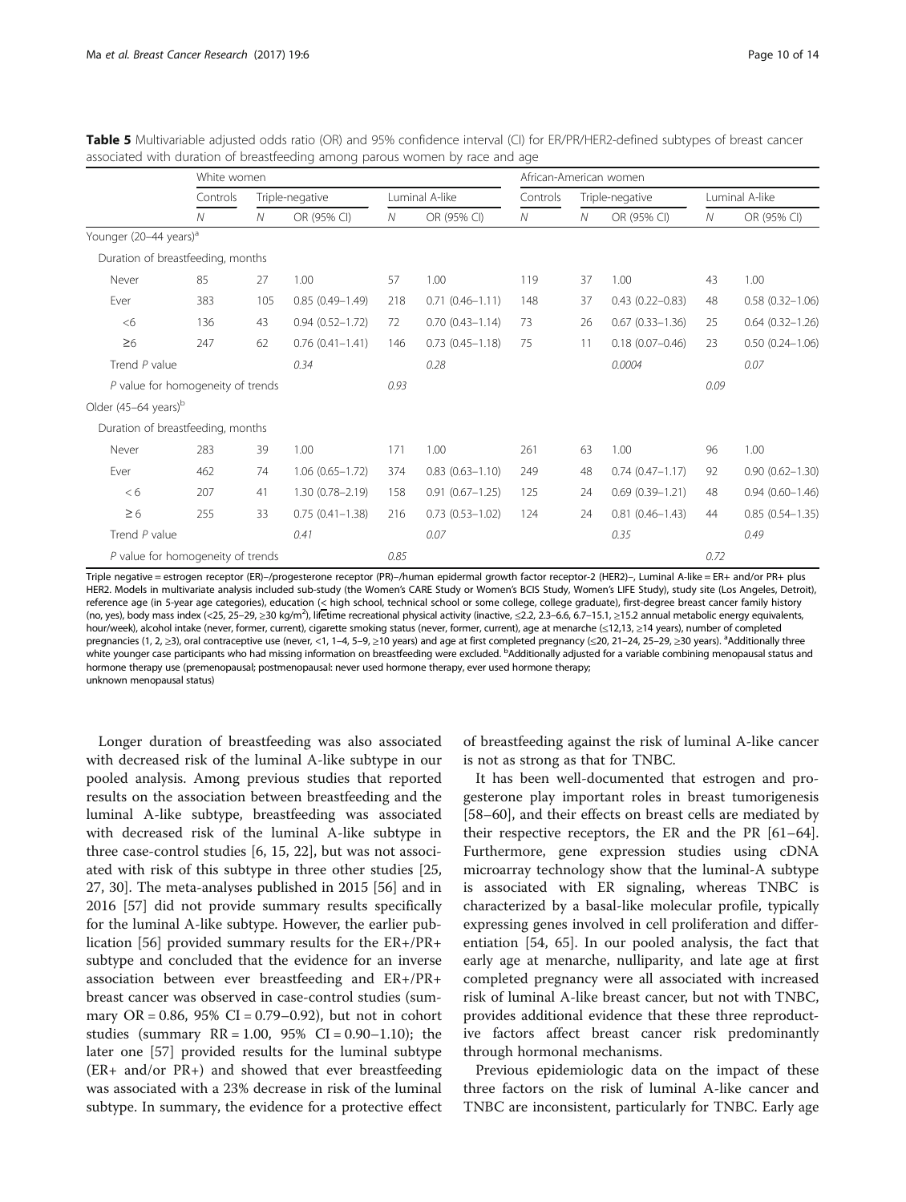**Table 5** Multivariable adjusted odds ratio (OR) and 95% confidence interval (CI) for ER/PR/HER2-defined subtypes of breast cancer associated with duration of breastfeeding among parous women by race and age

| | White women | | | | | African-American women | | | | |
|---|---|---|---|---|---|---|---|---|---|---|
| | Controls | Triple-negative | | Luminal A-like | | Controls | Triple-negative | | Luminal A-like | |
| | N | N | OR (95% CI) | N | OR (95% CI) | N | N | OR (95% CI) | N | OR (95% CI) |
| Younger (20–44 years)[a] | | | | | | | | | | |
| Duration of breastfeeding, months | | | | | | | | | | |
| Never | 85 | 27 | 1.00 | 57 | 1.00 | 119 | 37 | 1.00 | 43 | 1.00 |
| Ever | 383 | 105 | 0.85 (0.49–1.49) | 218 | 0.71 (0.46–1.11) | 148 | 37 | 0.43 (0.22–0.83) | 48 | 0.58 (0.32–1.06) |
| <6 | 136 | 43 | 0.94 (0.52–1.72) | 72 | 0.70 (0.43–1.14) | 73 | 26 | 0.67 (0.33–1.36) | 25 | 0.64 (0.32–1.26) |
| ≥6 | 247 | 62 | 0.76 (0.41–1.41) | 146 | 0.73 (0.45–1.18) | 75 | 11 | 0.18 (0.07–0.46) | 23 | 0.50 (0.24–1.06) |
| Trend *P* value | | | *0.34* | | *0.28* | | | *0.0004* | | *0.07* |
| *P* value for homogeneity of trends | | | | *0.93* | | | | | *0.09* | |
| Older (45–64 years)[b] | | | | | | | | | | |
| Duration of breastfeeding, months | | | | | | | | | | |
| Never | 283 | 39 | 1.00 | 171 | 1.00 | 261 | 63 | 1.00 | 96 | 1.00 |
| Ever | 462 | 74 | 1.06 (0.65–1.72) | 374 | 0.83 (0.63–1.10) | 249 | 48 | 0.74 (0.47–1.17) | 92 | 0.90 (0.62–1.30) |
| < 6 | 207 | 41 | 1.30 (0.78–2.19) | 158 | 0.91 (0.67–1.25) | 125 | 24 | 0.69 (0.39–1.21) | 48 | 0.94 (0.60–1.46) |
| ≥ 6 | 255 | 33 | 0.75 (0.41–1.38) | 216 | 0.73 (0.53–1.02) | 124 | 24 | 0.81 (0.46–1.43) | 44 | 0.85 (0.54–1.35) |
| Trend *P* value | | | *0.41* | | *0.07* | | | *0.35* | | *0.49* |
| *P* value for homogeneity of trends | | | | *0.85* | | | | | *0.72* | |

Triple negative = estrogen receptor (ER)–/progesterone receptor (PR)–/human epidermal growth factor receptor-2 (HER2)–, Luminal A-like = ER+ and/or PR+ plus HER2. Models in multivariate analysis included sub-study (the Women's CARE Study or Women's BCIS Study, Women's LIFE Study), study site (Los Angeles, Detroit), reference age (in 5-year age categories), education (≤ high school, technical school or some college, college graduate), first-degree breast cancer family history (no, yes), body mass index (<25, 25–29, ≥30 kg/m$^2$), lifetime recreational physical activity (inactive, ≤2.2, 2.3–6.6, 6.7–15.1, ≥15.2 annual metabolic energy equivalents, hour/week), alcohol intake (never, former, current), cigarette smoking status (never, former, current), age at menarche (≤12,13, ≥14 years), number of completed pregnancies (1, 2, ≥3), oral contraceptive use (never, <1, 1–4, 5–9, ≥10 years) and age at first completed pregnancy (≤20, 21–24, 25–29, ≥30 years). [a]Additionally three white younger case participants who had missing information on breastfeeding were excluded. [b]Additionally adjusted for a variable combining menopausal status and hormone therapy use (premenopausal; postmenopausal: never used hormone therapy, ever used hormone therapy; unknown menopausal status)

Longer duration of breastfeeding was also associated with decreased risk of the luminal A-like subtype in our pooled analysis. Among previous studies that reported results on the association between breastfeeding and the luminal A-like subtype, breastfeeding was associated with decreased risk of the luminal A-like subtype in three case-control studies [6, 15, 22], but was not associated with risk of this subtype in three other studies [25, 27, 30]. The meta-analyses published in 2015 [56] and in 2016 [57] did not provide summary results specifically for the luminal A-like subtype. However, the earlier publication [56] provided summary results for the ER+/PR+ subtype and concluded that the evidence for an inverse association between ever breastfeeding and ER+/PR+ breast cancer was observed in case-control studies (summary OR = 0.86, 95% CI = 0.79–0.92), but not in cohort studies (summary RR = 1.00, 95% CI = 0.90–1.10); the later one [57] provided results for the luminal subtype (ER+ and/or PR+) and showed that ever breastfeeding was associated with a 23% decrease in risk of the luminal subtype. In summary, the evidence for a protective effect of breastfeeding against the risk of luminal A-like cancer is not as strong as that for TNBC.

It has been well-documented that estrogen and progesterone play important roles in breast tumorigenesis [58–60], and their effects on breast cells are mediated by their respective receptors, the ER and the PR [61–64]. Furthermore, gene expression studies using cDNA microarray technology show that the luminal-A subtype is associated with ER signaling, whereas TNBC is characterized by a basal-like molecular profile, typically expressing genes involved in cell proliferation and differentiation [54, 65]. In our pooled analysis, the fact that early age at menarche, nulliparity, and late age at first completed pregnancy were all associated with increased risk of luminal A-like breast cancer, but not with TNBC, provides additional evidence that these three reproductive factors affect breast cancer risk predominantly through hormonal mechanisms.

Previous epidemiologic data on the impact of these three factors on the risk of luminal A-like cancer and TNBC are inconsistent, particularly for TNBC. Early age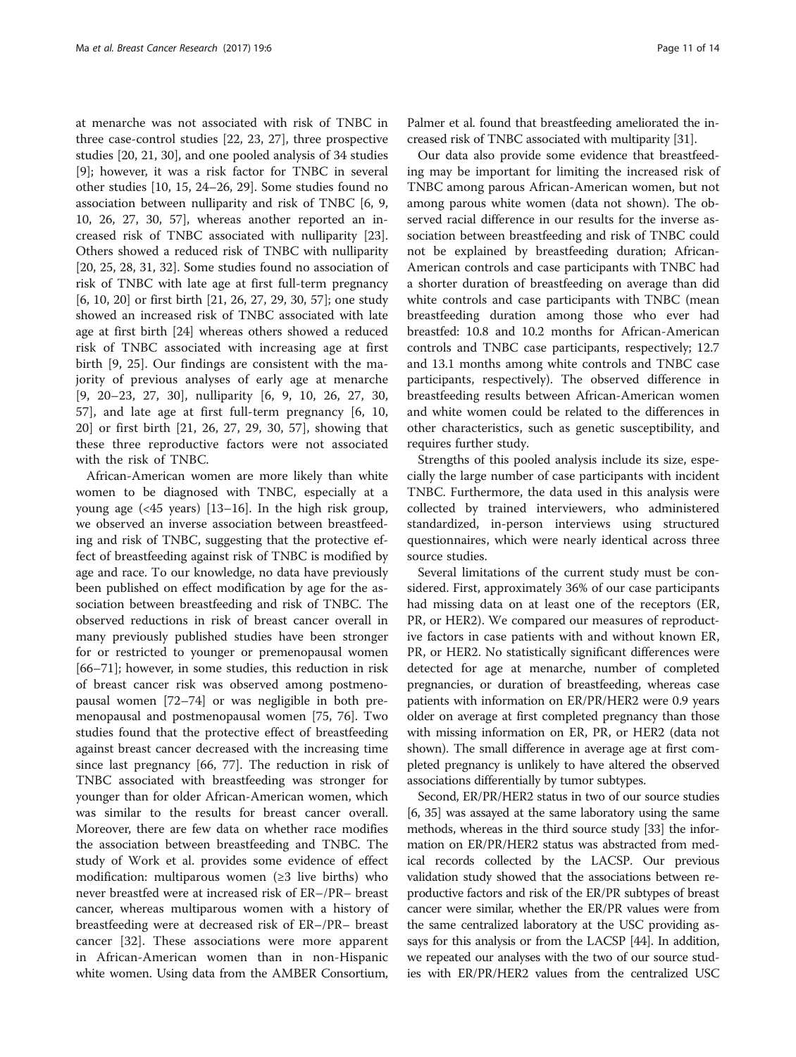at menarche was not associated with risk of TNBC in three case-control studies [22, 23, 27], three prospective studies [20, 21, 30], and one pooled analysis of 34 studies [9]; however, it was a risk factor for TNBC in several other studies [10, 15, 24–26, 29]. Some studies found no association between nulliparity and risk of TNBC [6, 9, 10, 26, 27, 30, 57], whereas another reported an increased risk of TNBC associated with nulliparity [23]. Others showed a reduced risk of TNBC with nulliparity [20, 25, 28, 31, 32]. Some studies found no association of risk of TNBC with late age at first full-term pregnancy [6, 10, 20] or first birth [21, 26, 27, 29, 30, 57]; one study showed an increased risk of TNBC associated with late age at first birth [24] whereas others showed a reduced risk of TNBC associated with increasing age at first birth [9, 25]. Our findings are consistent with the majority of previous analyses of early age at menarche [9, 20–23, 27, 30], nulliparity [6, 9, 10, 26, 27, 30, 57], and late age at first full-term pregnancy [6, 10, 20] or first birth [21, 26, 27, 29, 30, 57], showing that these three reproductive factors were not associated with the risk of TNBC.

African-American women are more likely than white women to be diagnosed with TNBC, especially at a young age (<45 years) [13–16]. In the high risk group, we observed an inverse association between breastfeeding and risk of TNBC, suggesting that the protective effect of breastfeeding against risk of TNBC is modified by age and race. To our knowledge, no data have previously been published on effect modification by age for the association between breastfeeding and risk of TNBC. The observed reductions in risk of breast cancer overall in many previously published studies have been stronger for or restricted to younger or premenopausal women [66–71]; however, in some studies, this reduction in risk of breast cancer risk was observed among postmenopausal women [72–74] or was negligible in both premenopausal and postmenopausal women [75, 76]. Two studies found that the protective effect of breastfeeding against breast cancer decreased with the increasing time since last pregnancy [66, 77]. The reduction in risk of TNBC associated with breastfeeding was stronger for younger than for older African-American women, which was similar to the results for breast cancer overall. Moreover, there are few data on whether race modifies the association between breastfeeding and TNBC. The study of Work et al. provides some evidence of effect modification: multiparous women (≥3 live births) who never breastfed were at increased risk of ER–/PR– breast cancer, whereas multiparous women with a history of breastfeeding were at decreased risk of ER–/PR– breast cancer [32]. These associations were more apparent in African-American women than in non-Hispanic white women. Using data from the AMBER Consortium, Palmer et al. found that breastfeeding ameliorated the increased risk of TNBC associated with multiparity [31].

Our data also provide some evidence that breastfeeding may be important for limiting the increased risk of TNBC among parous African-American women, but not among parous white women (data not shown). The observed racial difference in our results for the inverse association between breastfeeding and risk of TNBC could not be explained by breastfeeding duration; African-American controls and case participants with TNBC had a shorter duration of breastfeeding on average than did white controls and case participants with TNBC (mean breastfeeding duration among those who ever had breastfed: 10.8 and 10.2 months for African-American controls and TNBC case participants, respectively; 12.7 and 13.1 months among white controls and TNBC case participants, respectively). The observed difference in breastfeeding results between African-American women and white women could be related to the differences in other characteristics, such as genetic susceptibility, and requires further study.

Strengths of this pooled analysis include its size, especially the large number of case participants with incident TNBC. Furthermore, the data used in this analysis were collected by trained interviewers, who administered standardized, in-person interviews using structured questionnaires, which were nearly identical across three source studies.

Several limitations of the current study must be considered. First, approximately 36% of our case participants had missing data on at least one of the receptors (ER, PR, or HER2). We compared our measures of reproductive factors in case patients with and without known ER, PR, or HER2. No statistically significant differences were detected for age at menarche, number of completed pregnancies, or duration of breastfeeding, whereas case patients with information on ER/PR/HER2 were 0.9 years older on average at first completed pregnancy than those with missing information on ER, PR, or HER2 (data not shown). The small difference in average age at first completed pregnancy is unlikely to have altered the observed associations differentially by tumor subtypes.

Second, ER/PR/HER2 status in two of our source studies [6, 35] was assayed at the same laboratory using the same methods, whereas in the third source study [33] the information on ER/PR/HER2 status was abstracted from medical records collected by the LACSP. Our previous validation study showed that the associations between reproductive factors and risk of the ER/PR subtypes of breast cancer were similar, whether the ER/PR values were from the same centralized laboratory at the USC providing assays for this analysis or from the LACSP [44]. In addition, we repeated our analyses with the two of our source studies with ER/PR/HER2 values from the centralized USC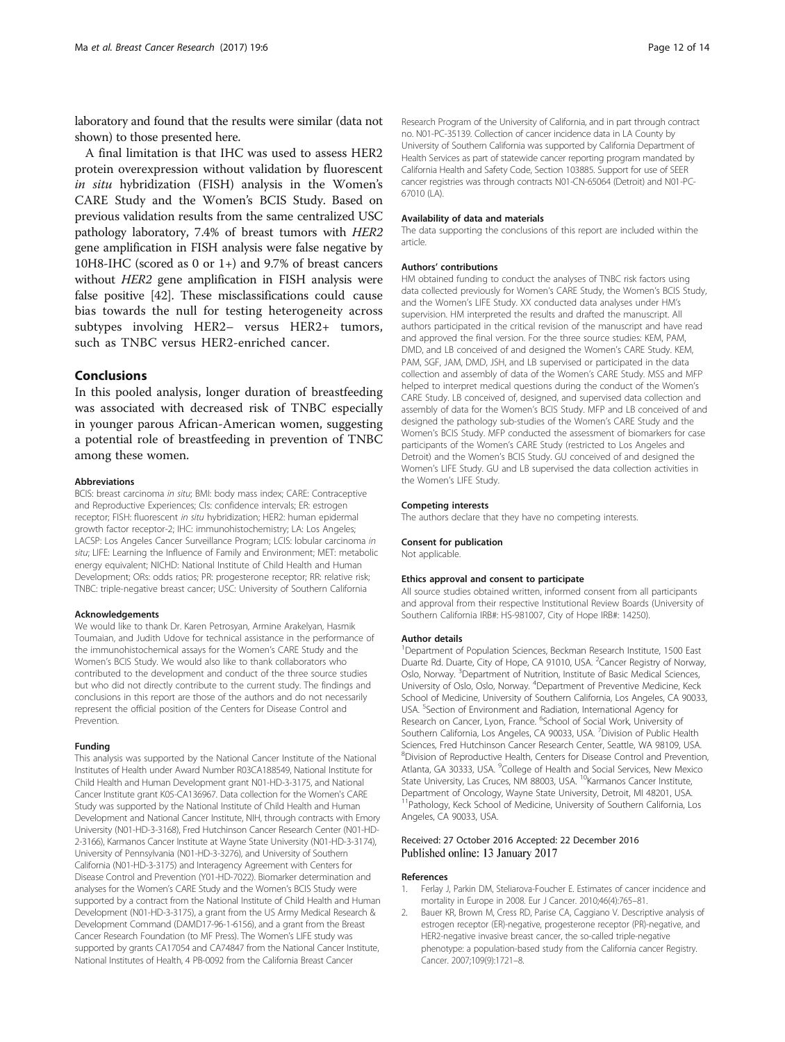laboratory and found that the results were similar (data not shown) to those presented here.

A final limitation is that IHC was used to assess HER2 protein overexpression without validation by fluorescent *in situ* hybridization (FISH) analysis in the Women's CARE Study and the Women's BCIS Study. Based on previous validation results from the same centralized USC pathology laboratory, 7.4% of breast tumors with *HER2* gene amplification in FISH analysis were false negative by 10H8-IHC (scored as 0 or 1+) and 9.7% of breast cancers without *HER2* gene amplification in FISH analysis were false positive [42]. These misclassifications could cause bias towards the null for testing heterogeneity across subtypes involving HER2– versus HER2+ tumors, such as TNBC versus HER2-enriched cancer.

## Conclusions

In this pooled analysis, longer duration of breastfeeding was associated with decreased risk of TNBC especially in younger parous African-American women, suggesting a potential role of breastfeeding in prevention of TNBC among these women.

#### Abbreviations

BCIS: breast carcinoma *in situ*; BMI: body mass index; CARE: Contraceptive and Reproductive Experiences; CIs: confidence intervals; ER: estrogen receptor; FISH: fluorescent *in situ* hybridization; HER2: human epidermal growth factor receptor-2; IHC: immunohistochemistry; LA: Los Angeles; LACSP: Los Angeles Cancer Surveillance Program; LCIS: lobular carcinoma *in situ*; LIFE: Learning the Influence of Family and Environment; MET: metabolic energy equivalent; NICHD: National Institute of Child Health and Human Development; ORs: odds ratios; PR: progesterone receptor; RR: relative risk; TNBC: triple-negative breast cancer; USC: University of Southern California

#### Acknowledgements

We would like to thank Dr. Karen Petrosyan, Armine Arakelyan, Hasmik Toumaian, and Judith Udove for technical assistance in the performance of the immunohistochemical assays for the Women's CARE Study and the Women's BCIS Study. We would also like to thank collaborators who contributed to the development and conduct of the three source studies but who did not directly contribute to the current study. The findings and conclusions in this report are those of the authors and do not necessarily represent the official position of the Centers for Disease Control and Prevention.

#### Funding

This analysis was supported by the National Cancer Institute of the National Institutes of Health under Award Number R03CA188549, National Institute for Child Health and Human Development grant N01-HD-3-3175, and National Cancer Institute grant K05-CA136967. Data collection for the Women's CARE Study was supported by the National Institute of Child Health and Human Development and National Cancer Institute, NIH, through contracts with Emory University (N01-HD-3-3168), Fred Hutchinson Cancer Research Center (N01-HD-2-3166), Karmanos Cancer Institute at Wayne State University (N01-HD-3-3174), University of Pennsylvania (N01-HD-3-3276), and University of Southern California (N01-HD-3-3175) and Interagency Agreement with Centers for Disease Control and Prevention (Y01-HD-7022). Biomarker determination and analyses for the Women's CARE Study and the Women's BCIS Study were supported by a contract from the National Institute of Child Health and Human Development (N01-HD-3-3175), a grant from the US Army Medical Research & Development Command (DAMD17-96-1-6156), and a grant from the Breast Cancer Research Foundation (to MF Press). The Women's LIFE study was supported by grants CA17054 and CA74847 from the National Cancer Institute, National Institutes of Health, 4 PB-0092 from the California Breast Cancer Research Program of the University of California, and in part through contract no. N01-PC-35139. Collection of cancer incidence data in LA County by University of Southern California was supported by California Department of Health Services as part of statewide cancer reporting program mandated by California Health and Safety Code, Section 103885. Support for use of SEER cancer registries was through contracts N01-CN-65064 (Detroit) and N01-PC-67010 (LA).

#### Availability of data and materials

The data supporting the conclusions of this report are included within the article.

#### Authors' contributions

HM obtained funding to conduct the analyses of TNBC risk factors using data collected previously for Women's CARE Study, the Women's BCIS Study, and the Women's LIFE Study. XX conducted data analyses under HM's supervision. HM interpreted the results and drafted the manuscript. All authors participated in the critical revision of the manuscript and have read and approved the final version. For the three source studies: KEM, PAM, DMD, and LB conceived of and designed the Women's CARE Study. KEM, PAM, SGF, JAM, DMD, JSH, and LB supervised or participated in the data collection and assembly of data of the Women's CARE Study. MSS and MFP helped to interpret medical questions during the conduct of the Women's CARE Study. LB conceived of, designed, and supervised data collection and assembly of data for the Women's BCIS Study. MFP and LB conceived of and designed the pathology sub-studies of the Women's CARE Study and the Women's BCIS Study. MFP conducted the assessment of biomarkers for case participants of the Women's CARE Study (restricted to Los Angeles and Detroit) and the Women's BCIS Study. GU conceived of and designed the Women's LIFE Study. GU and LB supervised the data collection activities in the Women's LIFE Study.

#### Competing interests

The authors declare that they have no competing interests.

#### Consent for publication

Not applicable.

#### Ethics approval and consent to participate

All source studies obtained written, informed consent from all participants and approval from their respective Institutional Review Boards (University of Southern California IRB#: HS-981007, City of Hope IRB#: 14250).

#### Author details

[1]Department of Population Sciences, Beckman Research Institute, 1500 East Duarte Rd. Duarte, City of Hope, CA 91010, USA. [2]Cancer Registry of Norway, Oslo, Norway. [3]Department of Nutrition, Institute of Basic Medical Sciences, University of Oslo, Oslo, Norway. [4]Department of Preventive Medicine, Keck School of Medicine, University of Southern California, Los Angeles, CA 90033, USA. [5]Section of Environment and Radiation, International Agency for Research on Cancer, Lyon, France. [6]School of Social Work, University of Southern California, Los Angeles, CA 90033, USA. [7]Division of Public Health Sciences, Fred Hutchinson Cancer Research Center, Seattle, WA 98109, USA. [8]Division of Reproductive Health, Centers for Disease Control and Prevention, Atlanta, GA 30333, USA. [9]College of Health and Social Services, New Mexico State University, Las Cruces, NM 88003, USA. [10]Karmanos Cancer Institute, Department of Oncology, Wayne State University, Detroit, MI 48201, USA. [11]Pathology, Keck School of Medicine, University of Southern California, Los Angeles, CA 90033, USA.

Received: 27 October 2016 Accepted: 22 December 2016
Published online: 13 January 2017

#### References

1. Ferlay J, Parkin DM, Steliarova-Foucher E. Estimates of cancer incidence and mortality in Europe in 2008. Eur J Cancer. 2010;46(4):765–81.
2. Bauer KR, Brown M, Cress RD, Parise CA, Caggiano V. Descriptive analysis of estrogen receptor (ER)-negative, progesterone receptor (PR)-negative, and HER2-negative invasive breast cancer, the so-called triple-negative phenotype: a population-based study from the California cancer Registry. Cancer. 2007;109(9):1721–8.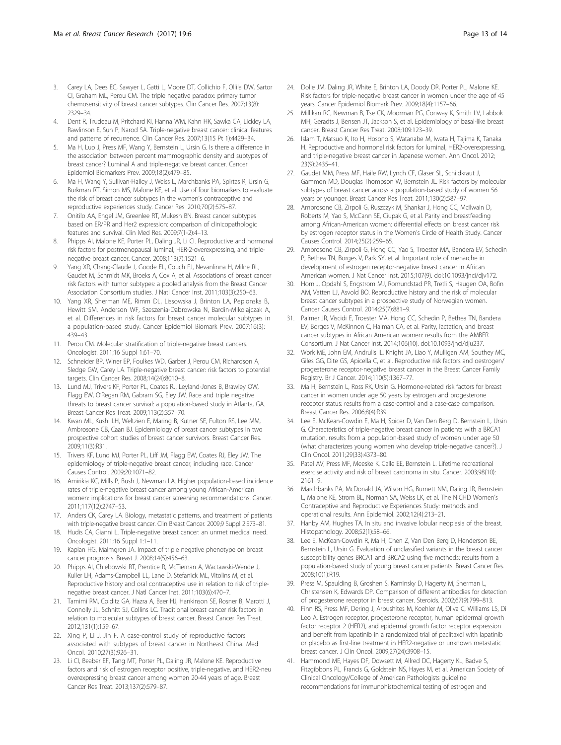3. Carey LA, Dees EC, Sawyer L, Gatti L, Moore DT, Collichio F, Ollila DW, Sartor CI, Graham ML, Perou CM. The triple negative paradox: primary tumor chemosensitivity of breast cancer subtypes. Clin Cancer Res. 2007;13(8):2329–34.
4. Dent R, Trudeau M, Pritchard KI, Hanna WM, Kahn HK, Sawka CA, Lickley LA, Rawlinson E, Sun P, Narod SA. Triple-negative breast cancer: clinical features and patterns of recurrence. Clin Cancer Res. 2007;13(15 Pt 1):4429–34.
5. Ma H, Luo J, Press MF, Wang Y, Bernstein L, Ursin G. Is there a difference in the association between percent mammographic density and subtypes of breast cancer? Luminal A and triple-negative breast cancer. Cancer Epidemiol Biomarkers Prev. 2009;18(2):479–85.
6. Ma H, Wang Y, Sullivan-Halley J, Weiss L, Marchbanks PA, Spirtas R, Ursin G, Burkman RT, Simon MS, Malone KE, et al. Use of four biomarkers to evaluate the risk of breast cancer subtypes in the women's contraceptive and reproductive experiences study. Cancer Res. 2010;70(2):575–87.
7. Onitilo AA, Engel JM, Greenlee RT, Mukesh BN. Breast cancer subtypes based on ER/PR and Her2 expression: comparison of clinicopathologic features and survival. Clin Med Res. 2009;7(1-2):4–13.
8. Phipps AI, Malone KE, Porter PL, Daling JR, Li CI. Reproductive and hormonal risk factors for postmenopausal luminal, HER-2-overexpressing, and triple-negative breast cancer. Cancer. 2008;113(7):1521–6.
9. Yang XR, Chang-Claude J, Goode EL, Couch FJ, Nevanlinna H, Milne RL, Gaudet M, Schmidt MK, Broeks A, Cox A, et al. Associations of breast cancer risk factors with tumor subtypes: a pooled analysis from the Breast Cancer Association Consortium studies. J Natl Cancer Inst. 2011;103(3):250–63.
10. Yang XR, Sherman ME, Rimm DL, Lissowska J, Brinton LA, Peplonska B, Hewitt SM, Anderson WF, Szeszenia-Dabrowska N, Bardin-Mikolajczak A, et al. Differences in risk factors for breast cancer molecular subtypes in a population-based study. Cancer Epidemiol Biomark Prev. 2007;16(3):439–43.
11. Perou CM. Molecular stratification of triple-negative breast cancers. Oncologist. 2011;16 Suppl 1:61–70.
12. Schneider BP, Winer EP, Foulkes WD, Garber J, Perou CM, Richardson A, Sledge GW, Carey LA. Triple-negative breast cancer: risk factors to potential targets. Clin Cancer Res. 2008;14(24):8010–8.
13. Lund MJ, Trivers KF, Porter PL, Coates RJ, Leyland-Jones B, Brawley OW, Flagg EW, O'Regan RM, Gabram SG, Eley JW. Race and triple negative threats to breast cancer survival: a population-based study in Atlanta, GA. Breast Cancer Res Treat. 2009;113(2):357–70.
14. Kwan ML, Kushi LH, Weltzien E, Maring B, Kutner SE, Fulton RS, Lee MM, Ambrosone CB, Caan BJ. Epidemiology of breast cancer subtypes in two prospective cohort studies of breast cancer survivors. Breast Cancer Res. 2009;11(3):R31.
15. Trivers KF, Lund MJ, Porter PL, Liff JM, Flagg EW, Coates RJ, Eley JW. The epidemiology of triple-negative breast cancer, including race. Cancer Causes Control. 2009;20:1071–82.
16. Amirikia KC, Mills P, Bush J, Newman LA. Higher population-based incidence rates of triple-negative breast cancer among young African-American women: implications for breast cancer screening recommendations. Cancer. 2011;117(12):2747–53.
17. Anders CK, Carey LA. Biology, metastatic patterns, and treatment of patients with triple-negative breast cancer. Clin Breast Cancer. 2009;9 Suppl 2:S73–81.
18. Hudis CA, Gianni L. Triple-negative breast cancer: an unmet medical need. Oncologist. 2011;16 Suppl 1:1–11.
19. Kaplan HG, Malmgren JA. Impact of triple negative phenotype on breast cancer prognosis. Breast J. 2008;14(5):456–63.
20. Phipps AI, Chlebowski RT, Prentice R, McTiernan A, Wactawski-Wende J, Kuller LH, Adams-Campbell LL, Lane D, Stefanick ML, Vitolins M, et al. Reproductive history and oral contraceptive use in relation to risk of triple-negative breast cancer. J Natl Cancer Inst. 2011;103(6):470–7.
21. Tamimi RM, Colditz GA, Hazra A, Baer HJ, Hankinson SE, Rosner B, Marotti J, Connolly JL, Schnitt SJ, Collins LC. Traditional breast cancer risk factors in relation to molecular subtypes of breast cancer. Breast Cancer Res Treat. 2012;131(1):159–67.
22. Xing P, Li J, Jin F. A case-control study of reproductive factors associated with subtypes of breast cancer in Northeast China. Med Oncol. 2010;27(3):926–31.
23. Li CI, Beaber EF, Tang MT, Porter PL, Daling JR, Malone KE. Reproductive factors and risk of estrogen receptor positive, triple-negative, and HER2-neu overexpressing breast cancer among women 20-44 years of age. Breast Cancer Res Treat. 2013;137(2):579–87.
24. Dolle JM, Daling JR, White E, Brinton LA, Doody DR, Porter PL, Malone KE. Risk factors for triple-negative breast cancer in women under the age of 45 years. Cancer Epidemiol Biomark Prev. 2009;18(4):1157–66.
25. Millikan RC, Newman B, Tse CK, Moorman PG, Conway K, Smith LV, Labbok MH, Geradts J, Bensen JT, Jackson S, et al. Epidemiology of basal-like breast cancer. Breast Cancer Res Treat. 2008;109:123–39.
26. Islam T, Matsuo K, Ito H, Hosono S, Watanabe M, Iwata H, Tajima K, Tanaka H. Reproductive and hormonal risk factors for luminal, HER2-overexpressing, and triple-negative breast cancer in Japanese women. Ann Oncol. 2012;23(9):2435–41.
27. Gaudet MM, Press MF, Haile RW, Lynch CF, Glaser SL, Schildkraut J, Gammon MD, Douglas Thompson W, Bernstein JL. Risk factors by molecular subtypes of breast cancer across a population-based study of women 56 years or younger. Breast Cancer Res Treat. 2011;130(2):587–97.
28. Ambrosone CB, Zirpoli G, Ruszczyk M, Shankar J, Hong CC, McIlwain D, Roberts M, Yao S, McCann SE, Ciupak G, et al. Parity and breastfeeding among African-American women: differential effects on breast cancer risk by estrogen receptor status in the Women's Circle of Health Study. Cancer Causes Control. 2014;25(2):259–65.
29. Ambrosone CB, Zirpoli G, Hong CC, Yao S, Troester MA, Bandera EV, Schedin P, Bethea TN, Borges V, Park SY, et al. Important role of menarche in development of estrogen receptor-negative breast cancer in African American women. J Nat Cancer Inst. 2015;107(9). doi:10.1093/jnci/djv172.
30. Horn J, Opdahl S, Engstrom MJ, Romundstad PR, Tretli S, Haugen OA, Bofin AM, Vatten LJ, Asvold BO. Reproductive history and the risk of molecular breast cancer subtypes in a prospective study of Norwegian women. Cancer Causes Control. 2014;25(7):881–9.
31. Palmer JR, Viscidi E, Troester MA, Hong CC, Schedin P, Bethea TN, Bandera EV, Borges V, McKinnon C, Haiman CA, et al. Parity, lactation, and breast cancer subtypes in African American women: results from the AMBER Consortium. J Nat Cancer Inst. 2014;106(10). doi:10.1093/jnci/dju237.
32. Work ME, John EM, Andrulis IL, Knight JA, Liao Y, Mulligan AM, Southey MC, Giles GG, Dite GS, Apicella C, et al. Reproductive risk factors and oestrogen/progesterone receptor-negative breast cancer in the Breast Cancer Family Registry. Br J Cancer. 2014;110(5):1367–77.
33. Ma H, Bernstein L, Ross RK, Ursin G. Hormone-related risk factors for breast cancer in women under age 50 years by estrogen and progesterone receptor status: results from a case-control and a case-case comparison. Breast Cancer Res. 2006;8(4):R39.
34. Lee E, McKean-Cowdin E, Ma H, Spicer D, Van Den Berg D, Bernstein L, Ursin G. Characteristics of triple-negative breast cancer in patients with a BRCA1 mutation, results from a population-based study of women under age 50 (what characterizes young women who develop triple-negative cancer?). J Clin Oncol. 2011;29(33):4373–80.
35. Patel AV, Press MF, Meeske K, Calle EE, Bernstein L. Lifetime recreational exercise activity and risk of breast carcinoma in situ. Cancer. 2003;98(10):2161–9.
36. Marchbanks PA, McDonald JA, Wilson HG, Burnett NM, Daling JR, Bernstein L, Malone KE, Strom BL, Norman SA, Weiss LK, et al. The NICHD Women's Contraceptive and Reproductive Experiences Study: methods and operational results. Ann Epidemiol. 2002;12(4):213–21.
37. Hanby AM, Hughes TA. In situ and invasive lobular neoplasia of the breast. Histopathology. 2008;52(1):58–66.
38. Lee E, McKean-Cowdin R, Ma H, Chen Z, Van Den Berg D, Henderson BE, Bernstein L, Ursin G. Evaluation of unclassified variants in the breast cancer susceptibility genes BRCA1 and BRCA2 using five methods: results from a population-based study of young breast cancer patients. Breast Cancer Res. 2008;10(1):R19.
39. Press M, Spaulding B, Groshen S, Kaminsky D, Hagerty M, Sherman L, Christensen K, Edwards DP. Comparison of different antibodies for detection of progesterone receptor in breast cancer. Steroids. 2002;67(9):799–813.
40. Finn RS, Press MF, Dering J, Arbushites M, Koehler M, Oliva C, Williams LS, Di Leo A. Estrogen receptor, progesterone receptor, human epidermal growth factor receptor 2 (HER2), and epidermal growth factor receptor expression and benefit from lapatinib in a randomized trial of paclitaxel with lapatinib or placebo as first-line treatment in HER2-negative or unknown metastatic breast cancer. J Clin Oncol. 2009;27(24):3908–15.
41. Hammond ME, Hayes DF, Dowsett M, Allred DC, Hagerty KL, Badve S, Fitzgibbons PL, Francis G, Goldstein NS, Hayes M, et al. American Society of Clinical Oncology/College of American Pathologists guideline recommendations for immunohistochemical testing of estrogen and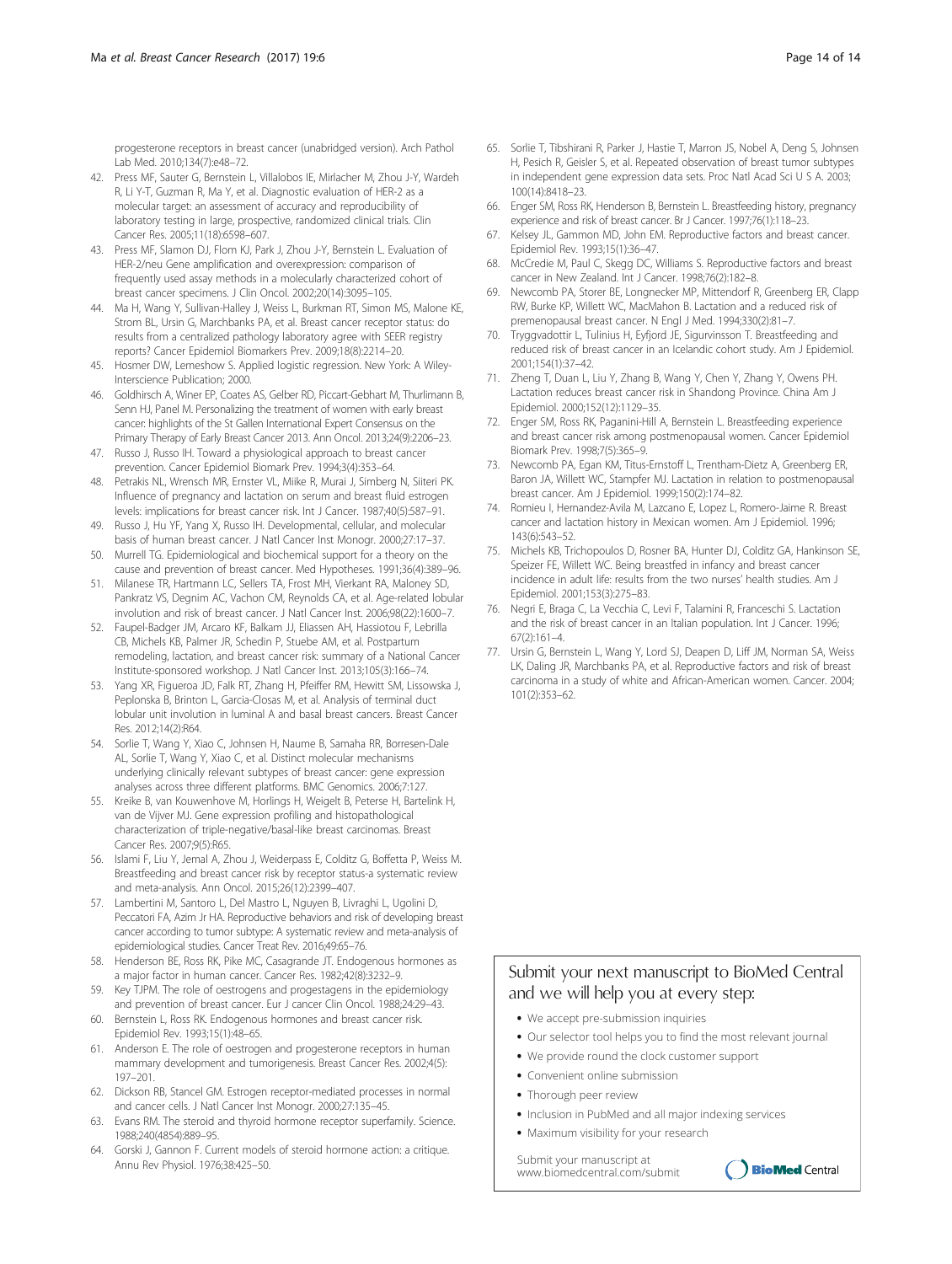progesterone receptors in breast cancer (unabridged version). Arch Pathol Lab Med. 2010;134(7):e48–72.

42. Press MF, Sauter G, Bernstein L, Villalobos IE, Mirlacher M, Zhou J-Y, Wardeh R, Li Y-T, Guzman R, Ma Y, et al. Diagnostic evaluation of HER-2 as a molecular target: an assessment of accuracy and reproducibility of laboratory testing in large, prospective, randomized clinical trials. Clin Cancer Res. 2005;11(18):6598–607.
43. Press MF, Slamon DJ, Flom KJ, Park J, Zhou J-Y, Bernstein L. Evaluation of HER-2/neu Gene amplification and overexpression: comparison of frequently used assay methods in a molecularly characterized cohort of breast cancer specimens. J Clin Oncol. 2002;20(14):3095–105.
44. Ma H, Wang Y, Sullivan-Halley J, Weiss L, Burkman RT, Simon MS, Malone KE, Strom BL, Ursin G, Marchbanks PA, et al. Breast cancer receptor status: do results from a centralized pathology laboratory agree with SEER registry reports? Cancer Epidemiol Biomarkers Prev. 2009;18(8):2214–20.
45. Hosmer DW, Lemeshow S. Applied logistic regression. New York: A Wiley-Interscience Publication; 2000.
46. Goldhirsch A, Winer EP, Coates AS, Gelber RD, Piccart-Gebhart M, Thurlimann B, Senn HJ, Panel M. Personalizing the treatment of women with early breast cancer: highlights of the St Gallen International Expert Consensus on the Primary Therapy of Early Breast Cancer 2013. Ann Oncol. 2013;24(9):2206–23.
47. Russo J, Russo IH. Toward a physiological approach to breast cancer prevention. Cancer Epidemiol Biomark Prev. 1994;3(4):353–64.
48. Petrakis NL, Wrensch MR, Ernster VL, Miike R, Murai J, Simberg N, Siiteri PK. Influence of pregnancy and lactation on serum and breast fluid estrogen levels: implications for breast cancer risk. Int J Cancer. 1987;40(5):587–91.
49. Russo J, Hu YF, Yang X, Russo IH. Developmental, cellular, and molecular basis of human breast cancer. J Natl Cancer Inst Monogr. 2000;27:17–37.
50. Murrell TG. Epidemiological and biochemical support for a theory on the cause and prevention of breast cancer. Med Hypotheses. 1991;36(4):389–96.
51. Milanese TR, Hartmann LC, Sellers TA, Frost MH, Vierkant RA, Maloney SD, Pankratz VS, Degnim AC, Vachon CM, Reynolds CA, et al. Age-related lobular involution and risk of breast cancer. J Natl Cancer Inst. 2006;98(22):1600–7.
52. Faupel-Badger JM, Arcaro KF, Balkam JJ, Eliassen AH, Hassiotou F, Lebrilla CB, Michels KB, Palmer JR, Schedin P, Stuebe AM, et al. Postpartum remodeling, lactation, and breast cancer risk: summary of a National Cancer Institute-sponsored workshop. J Natl Cancer Inst. 2013;105(3):166–74.
53. Yang XR, Figueroa JD, Falk RT, Zhang H, Pfeiffer RM, Hewitt SM, Lissowska J, Peplonska B, Brinton L, Garcia-Closas M, et al. Analysis of terminal duct lobular unit involution in luminal A and basal breast cancers. Breast Cancer Res. 2012;14(2):R64.
54. Sorlie T, Wang Y, Xiao C, Johnsen H, Naume B, Samaha RR, Borresen-Dale AL, Sorlie T, Wang Y, Xiao C, et al. Distinct molecular mechanisms underlying clinically relevant subtypes of breast cancer: gene expression analyses across three different platforms. BMC Genomics. 2006;7:127.
55. Kreike B, van Kouwenhove M, Horlings H, Weigelt B, Peterse H, Bartelink H, van de Vijver MJ. Gene expression profiling and histopathological characterization of triple-negative/basal-like breast carcinomas. Breast Cancer Res. 2007;9(5):R65.
56. Islami F, Liu Y, Jemal A, Zhou J, Weiderpass E, Colditz G, Boffetta P, Weiss M. Breastfeeding and breast cancer risk by receptor status-a systematic review and meta-analysis. Ann Oncol. 2015;26(12):2399–407.
57. Lambertini M, Santoro L, Del Mastro L, Nguyen B, Livraghi L, Ugolini D, Peccatori FA, Azim Jr HA. Reproductive behaviors and risk of developing breast cancer according to tumor subtype: A systematic review and meta-analysis of epidemiological studies. Cancer Treat Rev. 2016;49:65–76.
58. Henderson BE, Ross RK, Pike MC, Casagrande JT. Endogenous hormones as a major factor in human cancer. Cancer Res. 1982;42(8):3232–9.
59. Key TJPM. The role of oestrogens and progestagens in the epidemiology and prevention of breast cancer. Eur J cancer Clin Oncol. 1988;24:29–43.
60. Bernstein L, Ross RK. Endogenous hormones and breast cancer risk. Epidemiol Rev. 1993;15(1):48–65.
61. Anderson E. The role of oestrogen and progesterone receptors in human mammary development and tumorigenesis. Breast Cancer Res. 2002;4(5):197–201.
62. Dickson RB, Stancel GM. Estrogen receptor-mediated processes in normal and cancer cells. J Natl Cancer Inst Monogr. 2000;27:135–45.
63. Evans RM. The steroid and thyroid hormone receptor superfamily. Science. 1988;240(4854):889–95.
64. Gorski J, Gannon F. Current models of steroid hormone action: a critique. Annu Rev Physiol. 1976;38:425–50.
65. Sorlie T, Tibshirani R, Parker J, Hastie T, Marron JS, Nobel A, Deng S, Johnsen H, Pesich R, Geisler S, et al. Repeated observation of breast tumor subtypes in independent gene expression data sets. Proc Natl Acad Sci U S A. 2003;100(14):8418–23.
66. Enger SM, Ross RK, Henderson B, Bernstein L. Breastfeeding history, pregnancy experience and risk of breast cancer. Br J Cancer. 1997;76(1):118–23.
67. Kelsey JL, Gammon MD, John EM. Reproductive factors and breast cancer. Epidemiol Rev. 1993;15(1):36–47.
68. McCredie M, Paul C, Skegg DC, Williams S. Reproductive factors and breast cancer in New Zealand. Int J Cancer. 1998;76(2):182–8.
69. Newcomb PA, Storer BE, Longnecker MP, Mittendorf R, Greenberg ER, Clapp RW, Burke KP, Willett WC, MacMahon B. Lactation and a reduced risk of premenopausal breast cancer. N Engl J Med. 1994;330(2):81–7.
70. Tryggvadottir L, Tulinius H, Eyfjord JE, Sigurvinsson T. Breastfeeding and reduced risk of breast cancer in an Icelandic cohort study. Am J Epidemiol. 2001;154(1):37–42.
71. Zheng T, Duan L, Liu Y, Zhang B, Wang Y, Chen Y, Zhang Y, Owens PH. Lactation reduces breast cancer risk in Shandong Province. China Am J Epidemiol. 2000;152(12):1129–35.
72. Enger SM, Ross RK, Paganini-Hill A, Bernstein L. Breastfeeding experience and breast cancer risk among postmenopausal women. Cancer Epidemiol Biomark Prev. 1998;7(5):365–9.
73. Newcomb PA, Egan KM, Titus-Ernstoff L, Trentham-Dietz A, Greenberg ER, Baron JA, Willett WC, Stampfer MJ. Lactation in relation to postmenopausal breast cancer. Am J Epidemiol. 1999;150(2):174–82.
74. Romieu I, Hernandez-Avila M, Lazcano E, Lopez L, Romero-Jaime R. Breast cancer and lactation history in Mexican women. Am J Epidemiol. 1996;143(6):543–52.
75. Michels KB, Trichopoulos D, Rosner BA, Hunter DJ, Colditz GA, Hankinson SE, Speizer FE, Willett WC. Being breastfed in infancy and breast cancer incidence in adult life: results from the two nurses' health studies. Am J Epidemiol. 2001;153(3):275–83.
76. Negri E, Braga C, La Vecchia C, Levi F, Talamini R, Franceschi S. Lactation and the risk of breast cancer in an Italian population. Int J Cancer. 1996;67(2):161–4.
77. Ursin G, Bernstein L, Wang Y, Lord SJ, Deapen D, Liff JM, Norman SA, Weiss LK, Daling JR, Marchbanks PA, et al. Reproductive factors and risk of breast carcinoma in a study of white and African-American women. Cancer. 2004;101(2):353–62.

## Submit your next manuscript to BioMed Central and we will help you at every step:

- We accept pre-submission inquiries
- Our selector tool helps you to find the most relevant journal
- We provide round the clock customer support
- Convenient online submission
- Thorough peer review
- Inclusion in PubMed and all major indexing services
- Maximum visibility for your research

Submit your manuscript at
www.biomedcentral.com/submit

BioMed Central